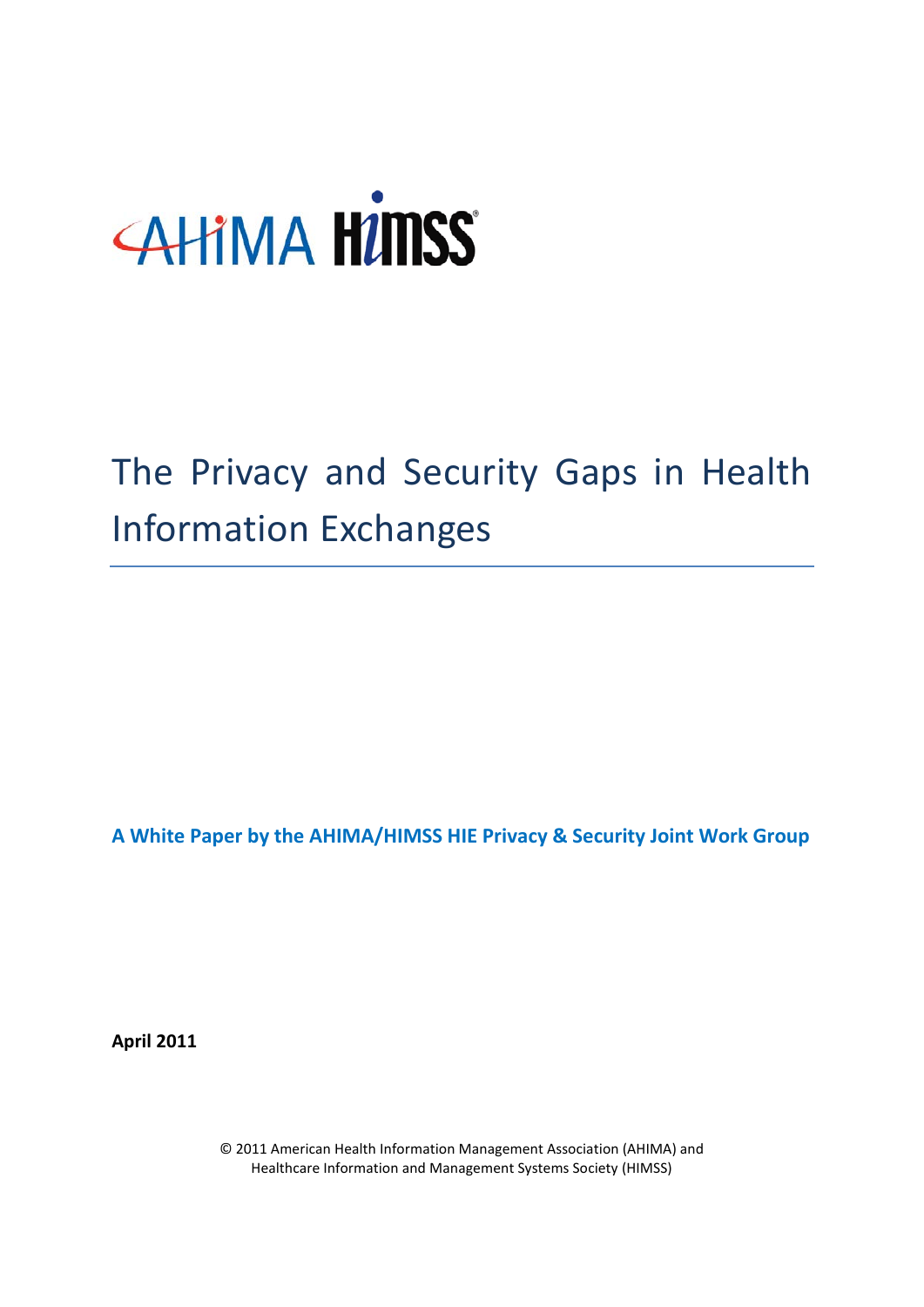AHIMA HIMSS

# The Privacy and Security Gaps in Health Information Exchanges

**A White Paper by the AHIMA/HIMSS HIE Privacy & Security Joint Work Group**

**April 2011**

© 2011 American Health Information Management Association (AHIMA) and Healthcare Information and Management Systems Society (HIMSS)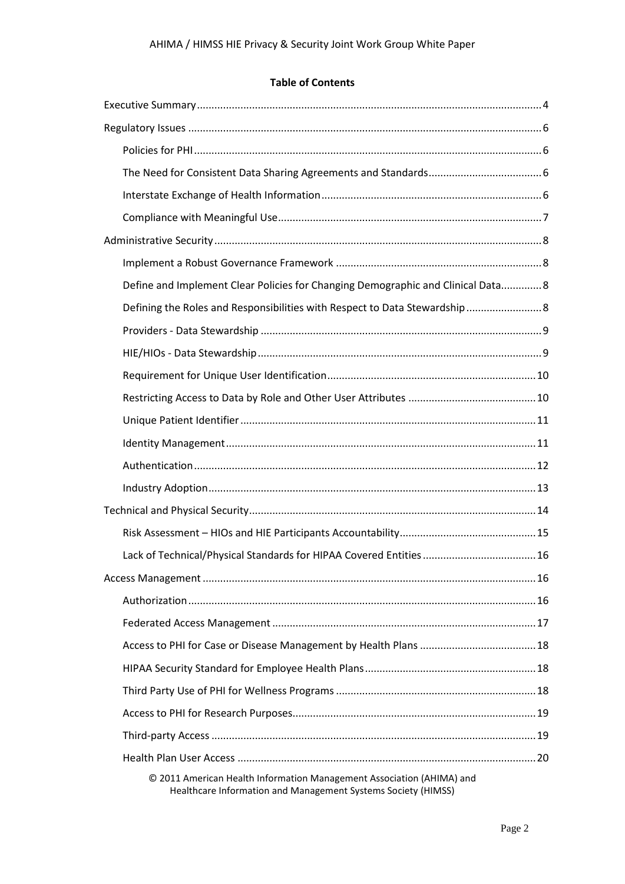**Table of Contents**

Executive Summary ..... 4

Regulatory Issues ..... 6

- Policies for PHI ..... 6
- The Need for Consistent Data Sharing Agreements and Standards ..... 6
- Interstate Exchange of Health Information ..... 6
- Compliance with Meaningful Use ..... 7

Administrative Security ..... 8

- Implement a Robust Governance Framework ..... 8
- Define and Implement Clear Policies for Changing Demographic and Clinical Data ..... 8
- Defining the Roles and Responsibilities with Respect to Data Stewardship ..... 8
- Providers - Data Stewardship ..... 9
- HIE/HIOs - Data Stewardship ..... 9
- Requirement for Unique User Identification ..... 10
- Restricting Access to Data by Role and Other User Attributes ..... 10
- Unique Patient Identifier ..... 11
- Identity Management ..... 11
- Authentication ..... 12
- Industry Adoption ..... 13

Technical and Physical Security ..... 14

- Risk Assessment – HIOs and HIE Participants Accountability ..... 15
- Lack of Technical/Physical Standards for HIPAA Covered Entities ..... 16

Access Management ..... 16

- Authorization ..... 16
- Federated Access Management ..... 17
- Access to PHI for Case or Disease Management by Health Plans ..... 18
- HIPAA Security Standard for Employee Health Plans ..... 18
- Third Party Use of PHI for Wellness Programs ..... 18
- Access to PHI for Research Purposes ..... 19
- Third-party Access ..... 19
- Health Plan User Access ..... 20

© 2011 American Health Information Management Association (AHIMA) and Healthcare Information and Management Systems Society (HIMSS)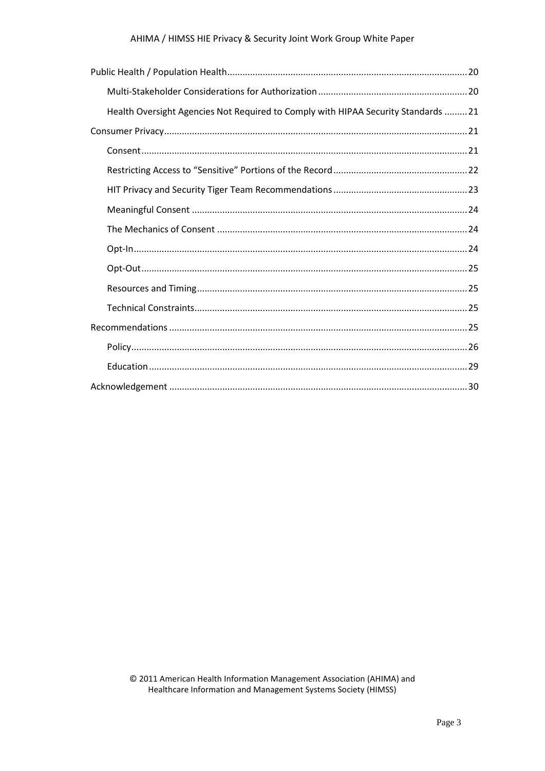- Public Health / Population Health ........ 20
  - Multi-Stakeholder Considerations for Authorization ........ 20
  - Health Oversight Agencies Not Required to Comply with HIPAA Security Standards ........ 21
- Consumer Privacy ........ 21
  - Consent ........ 21
  - Restricting Access to "Sensitive" Portions of the Record ........ 22
  - HIT Privacy and Security Tiger Team Recommendations ........ 23
  - Meaningful Consent ........ 24
  - The Mechanics of Consent ........ 24
  - Opt-In ........ 24
  - Opt-Out ........ 25
  - Resources and Timing ........ 25
  - Technical Constraints ........ 25
- Recommendations ........ 25
  - Policy ........ 26
  - Education ........ 29
- Acknowledgement ........ 30

© 2011 American Health Information Management Association (AHIMA) and Healthcare Information and Management Systems Society (HIMSS)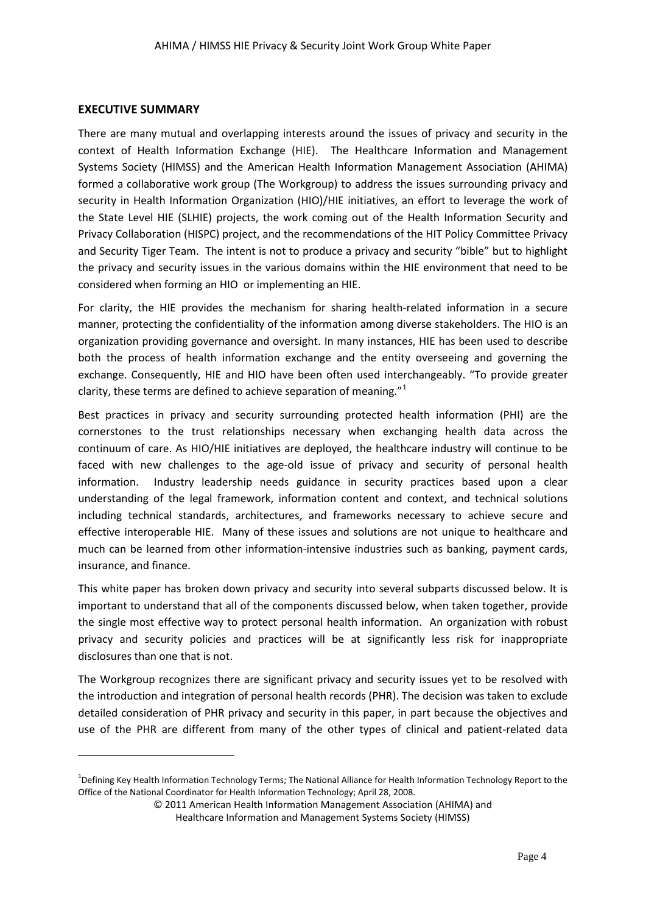## EXECUTIVE SUMMARY

There are many mutual and overlapping interests around the issues of privacy and security in the context of Health Information Exchange (HIE). The Healthcare Information and Management Systems Society (HIMSS) and the American Health Information Management Association (AHIMA) formed a collaborative work group (The Workgroup) to address the issues surrounding privacy and security in Health Information Organization (HIO)/HIE initiatives, an effort to leverage the work of the State Level HIE (SLHIE) projects, the work coming out of the Health Information Security and Privacy Collaboration (HISPC) project, and the recommendations of the HIT Policy Committee Privacy and Security Tiger Team. The intent is not to produce a privacy and security "bible" but to highlight the privacy and security issues in the various domains within the HIE environment that need to be considered when forming an HIO or implementing an HIE.

For clarity, the HIE provides the mechanism for sharing health-related information in a secure manner, protecting the confidentiality of the information among diverse stakeholders. The HIO is an organization providing governance and oversight. In many instances, HIE has been used to describe both the process of health information exchange and the entity overseeing and governing the exchange. Consequently, HIE and HIO have been often used interchangeably. "To provide greater clarity, these terms are defined to achieve separation of meaning."[1]

Best practices in privacy and security surrounding protected health information (PHI) are the cornerstones to the trust relationships necessary when exchanging health data across the continuum of care. As HIO/HIE initiatives are deployed, the healthcare industry will continue to be faced with new challenges to the age-old issue of privacy and security of personal health information. Industry leadership needs guidance in security practices based upon a clear understanding of the legal framework, information content and context, and technical solutions including technical standards, architectures, and frameworks necessary to achieve secure and effective interoperable HIE. Many of these issues and solutions are not unique to healthcare and much can be learned from other information-intensive industries such as banking, payment cards, insurance, and finance.

This white paper has broken down privacy and security into several subparts discussed below. It is important to understand that all of the components discussed below, when taken together, provide the single most effective way to protect personal health information. An organization with robust privacy and security policies and practices will be at significantly less risk for inappropriate disclosures than one that is not.

The Workgroup recognizes there are significant privacy and security issues yet to be resolved with the introduction and integration of personal health records (PHR). The decision was taken to exclude detailed consideration of PHR privacy and security in this paper, in part because the objectives and use of the PHR are different from many of the other types of clinical and patient-related data

[1] Defining Key Health Information Technology Terms; The National Alliance for Health Information Technology Report to the Office of the National Coordinator for Health Information Technology; April 28, 2008.

© 2011 American Health Information Management Association (AHIMA) and Healthcare Information and Management Systems Society (HIMSS)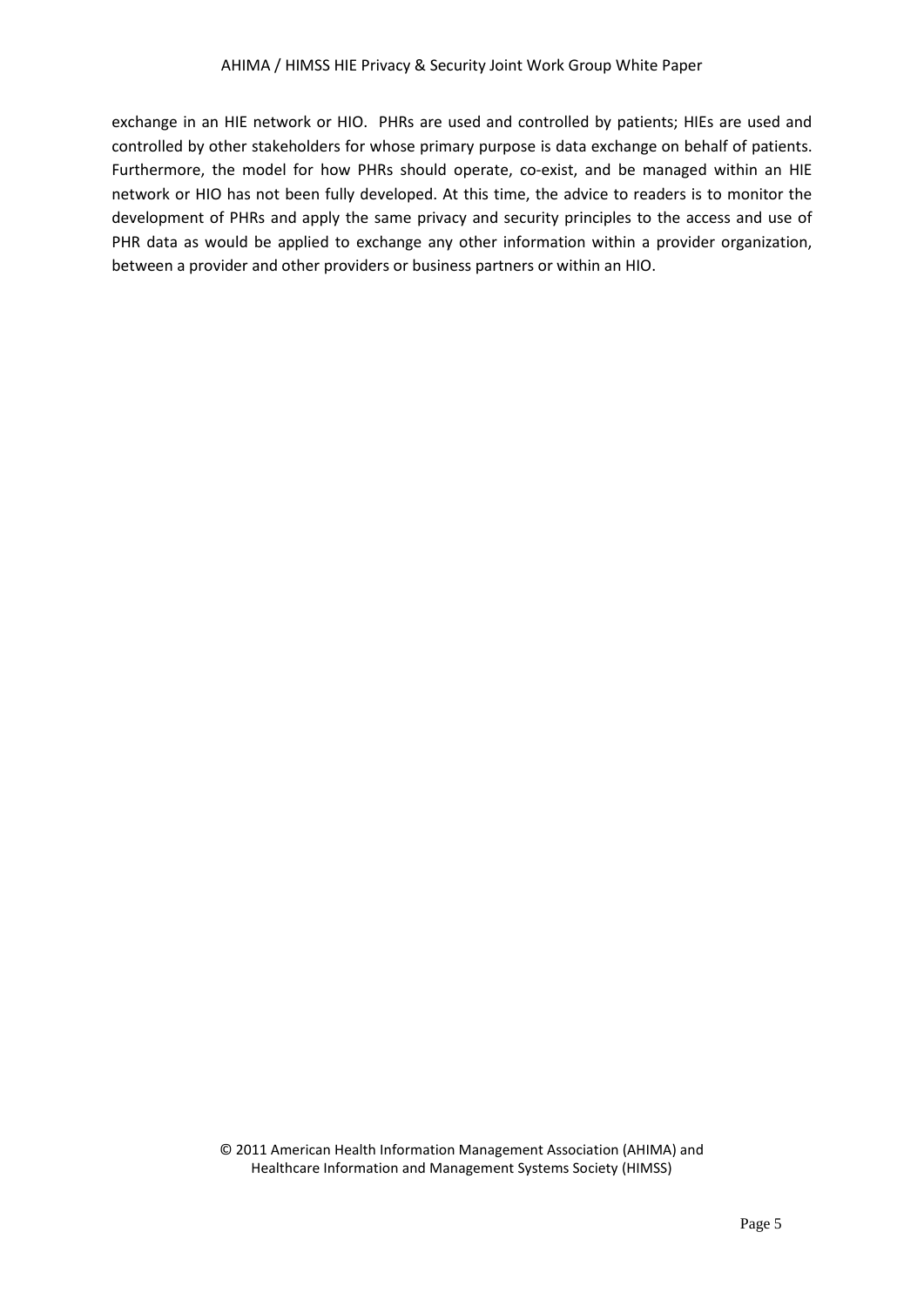exchange in an HIE network or HIO. PHRs are used and controlled by patients; HIEs are used and controlled by other stakeholders for whose primary purpose is data exchange on behalf of patients. Furthermore, the model for how PHRs should operate, co-exist, and be managed within an HIE network or HIO has not been fully developed. At this time, the advice to readers is to monitor the development of PHRs and apply the same privacy and security principles to the access and use of PHR data as would be applied to exchange any other information within a provider organization, between a provider and other providers or business partners or within an HIO.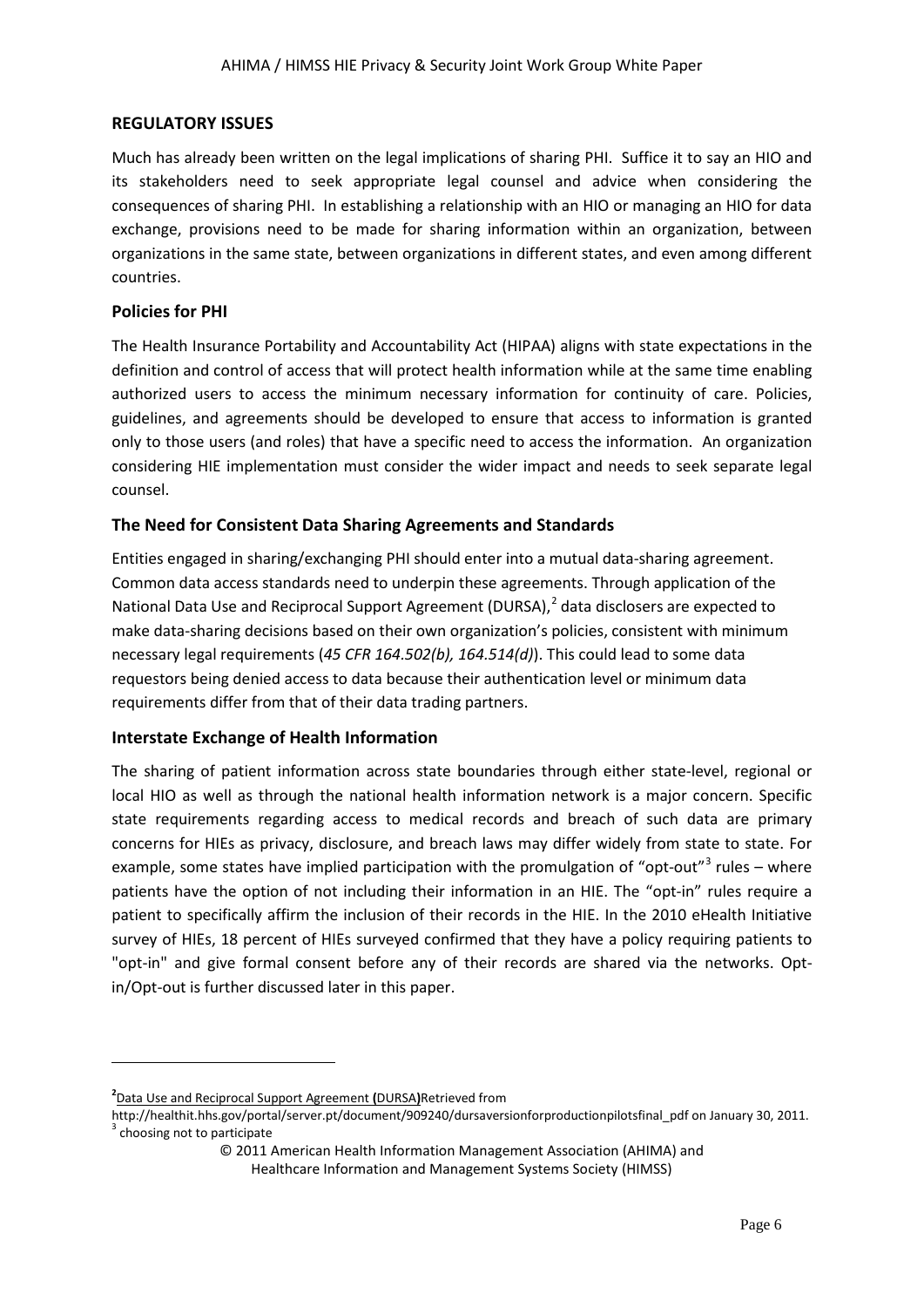## REGULATORY ISSUES

Much has already been written on the legal implications of sharing PHI. Suffice it to say an HIO and its stakeholders need to seek appropriate legal counsel and advice when considering the consequences of sharing PHI. In establishing a relationship with an HIO or managing an HIO for data exchange, provisions need to be made for sharing information within an organization, between organizations in the same state, between organizations in different states, and even among different countries.

### Policies for PHI

The Health Insurance Portability and Accountability Act (HIPAA) aligns with state expectations in the definition and control of access that will protect health information while at the same time enabling authorized users to access the minimum necessary information for continuity of care. Policies, guidelines, and agreements should be developed to ensure that access to information is granted only to those users (and roles) that have a specific need to access the information. An organization considering HIE implementation must consider the wider impact and needs to seek separate legal counsel.

### The Need for Consistent Data Sharing Agreements and Standards

Entities engaged in sharing/exchanging PHI should enter into a mutual data-sharing agreement. Common data access standards need to underpin these agreements. Through application of the National Data Use and Reciprocal Support Agreement (DURSA),[2] data disclosers are expected to make data-sharing decisions based on their own organization's policies, consistent with minimum necessary legal requirements (*45 CFR 164.502(b), 164.514(d)*). This could lead to some data requestors being denied access to data because their authentication level or minimum data requirements differ from that of their data trading partners.

### Interstate Exchange of Health Information

The sharing of patient information across state boundaries through either state-level, regional or local HIO as well as through the national health information network is a major concern. Specific state requirements regarding access to medical records and breach of such data are primary concerns for HIEs as privacy, disclosure, and breach laws may differ widely from state to state. For example, some states have implied participation with the promulgation of "opt-out"[3] rules – where patients have the option of not including their information in an HIE. The "opt-in" rules require a patient to specifically affirm the inclusion of their records in the HIE. In the 2010 eHealth Initiative survey of HIEs, 18 percent of HIEs surveyed confirmed that they have a policy requiring patients to "opt-in" and give formal consent before any of their records are shared via the networks. Opt-in/Opt-out is further discussed later in this paper.

---

[2] Data Use and Reciprocal Support Agreement **(**DURSA**)**Retrieved from http://healthit.hhs.gov/portal/server.pt/document/909240/dursaversionforproductionpilotsfinal_pdf on January 30, 2011.

[3] choosing not to participate

© 2011 American Health Information Management Association (AHIMA) and Healthcare Information and Management Systems Society (HIMSS)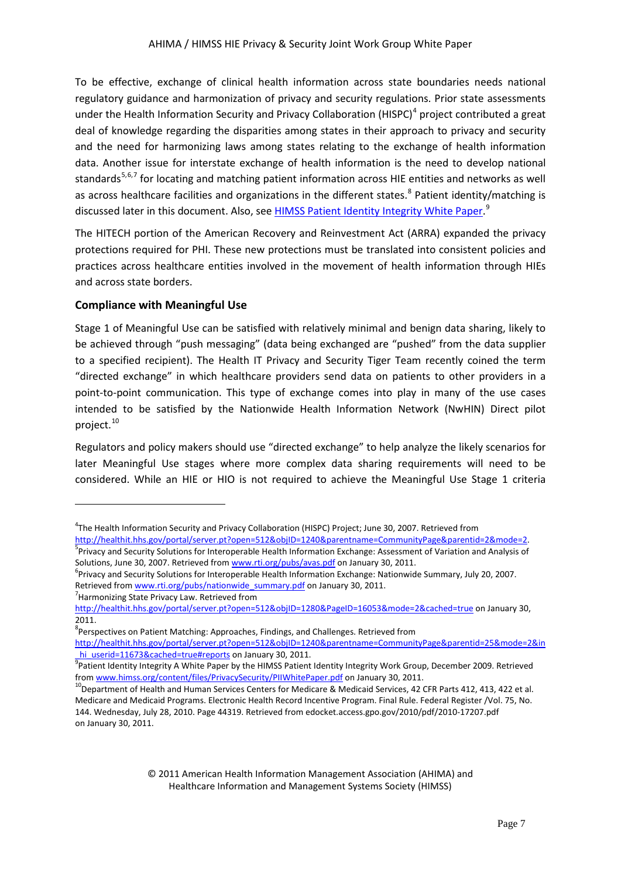To be effective, exchange of clinical health information across state boundaries needs national regulatory guidance and harmonization of privacy and security regulations. Prior state assessments under the Health Information Security and Privacy Collaboration (HISPC)[4] project contributed a great deal of knowledge regarding the disparities among states in their approach to privacy and security and the need for harmonizing laws among states relating to the exchange of health information data. Another issue for interstate exchange of health information is the need to develop national standards[5,6,7] for locating and matching patient information across HIE entities and networks as well as across healthcare facilities and organizations in the different states.[8] Patient identity/matching is discussed later in this document. Also, see HIMSS Patient Identity Integrity White Paper.[9]

The HITECH portion of the American Recovery and Reinvestment Act (ARRA) expanded the privacy protections required for PHI. These new protections must be translated into consistent policies and practices across healthcare entities involved in the movement of health information through HIEs and across state borders.

## Compliance with Meaningful Use

Stage 1 of Meaningful Use can be satisfied with relatively minimal and benign data sharing, likely to be achieved through "push messaging" (data being exchanged are "pushed" from the data supplier to a specified recipient). The Health IT Privacy and Security Tiger Team recently coined the term "directed exchange" in which healthcare providers send data on patients to other providers in a point-to-point communication. This type of exchange comes into play in many of the use cases intended to be satisfied by the Nationwide Health Information Network (NwHIN) Direct pilot project.[10]

Regulators and policy makers should use "directed exchange" to help analyze the likely scenarios for later Meaningful Use stages where more complex data sharing requirements will need to be considered. While an HIE or HIO is not required to achieve the Meaningful Use Stage 1 criteria

---

[4] The Health Information Security and Privacy Collaboration (HISPC) Project; June 30, 2007. Retrieved from http://healthit.hhs.gov/portal/server.pt?open=512&objID=1240&parentname=CommunityPage&parentid=2&mode=2.

[5] Privacy and Security Solutions for Interoperable Health Information Exchange: Assessment of Variation and Analysis of Solutions, June 30, 2007. Retrieved from www.rti.org/pubs/avas.pdf on January 30, 2011.

[6] Privacy and Security Solutions for Interoperable Health Information Exchange: Nationwide Summary, July 20, 2007. Retrieved from www.rti.org/pubs/nationwide_summary.pdf on January 30, 2011.

[7] Harmonizing State Privacy Law. Retrieved from http://healthit.hhs.gov/portal/server.pt?open=512&objID=1280&PageID=16053&mode=2&cached=true on January 30, 2011.

[8] Perspectives on Patient Matching: Approaches, Findings, and Challenges. Retrieved from http://healthit.hhs.gov/portal/server.pt?open=512&objID=1240&parentname=CommunityPage&parentid=25&mode=2&in_hi_userid=11673&cached=true#reports on January 30, 2011.

[9] Patient Identity Integrity A White Paper by the HIMSS Patient Identity Integrity Work Group, December 2009. Retrieved from www.himss.org/content/files/PrivacySecurity/PIIWhitePaper.pdf on January 30, 2011.

[10] Department of Health and Human Services Centers for Medicare & Medicaid Services, 42 CFR Parts 412, 413, 422 et al. Medicare and Medicaid Programs. Electronic Health Record Incentive Program. Final Rule. Federal Register /Vol. 75, No. 144. Wednesday, July 28, 2010. Page 44319. Retrieved from edocket.access.gpo.gov/2010/pdf/2010-17207.pdf on January 30, 2011.

© 2011 American Health Information Management Association (AHIMA) and Healthcare Information and Management Systems Society (HIMSS)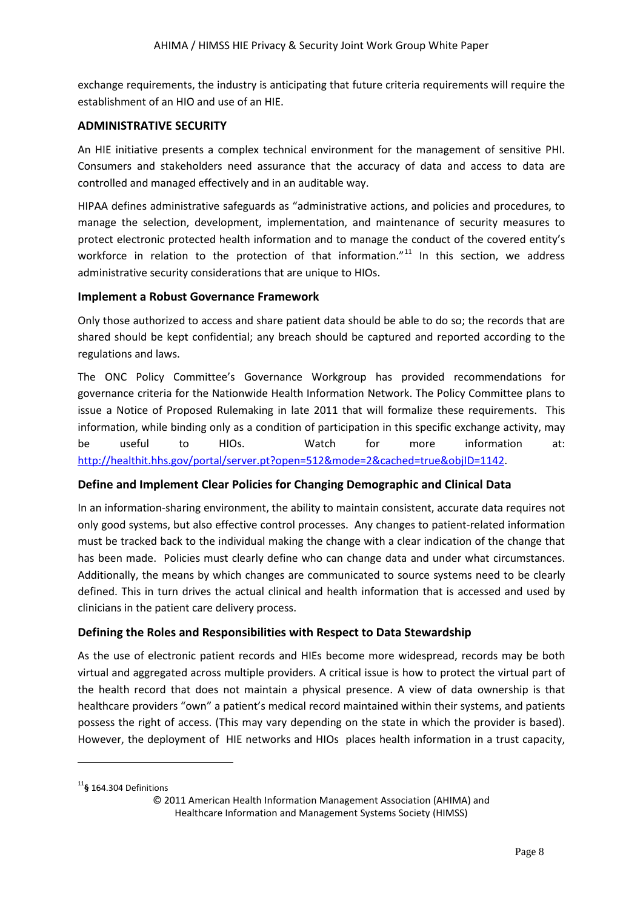exchange requirements, the industry is anticipating that future criteria requirements will require the establishment of an HIO and use of an HIE.

## ADMINISTRATIVE SECURITY

An HIE initiative presents a complex technical environment for the management of sensitive PHI. Consumers and stakeholders need assurance that the accuracy of data and access to data are controlled and managed effectively and in an auditable way.

HIPAA defines administrative safeguards as "administrative actions, and policies and procedures, to manage the selection, development, implementation, and maintenance of security measures to protect electronic protected health information and to manage the conduct of the covered entity's workforce in relation to the protection of that information."[11] In this section, we address administrative security considerations that are unique to HIOs.

### Implement a Robust Governance Framework

Only those authorized to access and share patient data should be able to do so; the records that are shared should be kept confidential; any breach should be captured and reported according to the regulations and laws.

The ONC Policy Committee's Governance Workgroup has provided recommendations for governance criteria for the Nationwide Health Information Network. The Policy Committee plans to issue a Notice of Proposed Rulemaking in late 2011 that will formalize these requirements. This information, while binding only as a condition of participation in this specific exchange activity, may be useful to HIOs. Watch for more information at: [http://healthit.hhs.gov/portal/server.pt?open=512&mode=2&cached=true&objID=1142](http://healthit.hhs.gov/portal/server.pt?open=512&mode=2&cached=true&objID=1142).

### Define and Implement Clear Policies for Changing Demographic and Clinical Data

In an information-sharing environment, the ability to maintain consistent, accurate data requires not only good systems, but also effective control processes. Any changes to patient-related information must be tracked back to the individual making the change with a clear indication of the change that has been made. Policies must clearly define who can change data and under what circumstances. Additionally, the means by which changes are communicated to source systems need to be clearly defined. This in turn drives the actual clinical and health information that is accessed and used by clinicians in the patient care delivery process.

### Defining the Roles and Responsibilities with Respect to Data Stewardship

As the use of electronic patient records and HIEs become more widespread, records may be both virtual and aggregated across multiple providers. A critical issue is how to protect the virtual part of the health record that does not maintain a physical presence. A view of data ownership is that healthcare providers "own" a patient's medical record maintained within their systems, and patients possess the right of access. (This may vary depending on the state in which the provider is based). However, the deployment of HIE networks and HIOs places health information in a trust capacity,

---

[11] § 164.304 Definitions

© 2011 American Health Information Management Association (AHIMA) and Healthcare Information and Management Systems Society (HIMSS)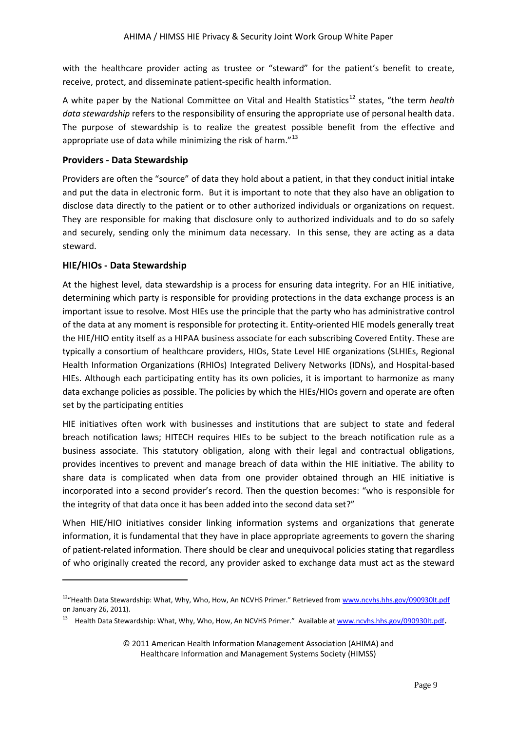with the healthcare provider acting as trustee or "steward" for the patient's benefit to create, receive, protect, and disseminate patient-specific health information.

A white paper by the National Committee on Vital and Health Statistics[12] states, "the term *health data stewardship* refers to the responsibility of ensuring the appropriate use of personal health data. The purpose of stewardship is to realize the greatest possible benefit from the effective and appropriate use of data while minimizing the risk of harm."[13]

### Providers - Data Stewardship

Providers are often the "source" of data they hold about a patient, in that they conduct initial intake and put the data in electronic form. But it is important to note that they also have an obligation to disclose data directly to the patient or to other authorized individuals or organizations on request. They are responsible for making that disclosure only to authorized individuals and to do so safely and securely, sending only the minimum data necessary. In this sense, they are acting as a data steward.

### HIE/HIOs - Data Stewardship

At the highest level, data stewardship is a process for ensuring data integrity. For an HIE initiative, determining which party is responsible for providing protections in the data exchange process is an important issue to resolve. Most HIEs use the principle that the party who has administrative control of the data at any moment is responsible for protecting it. Entity-oriented HIE models generally treat the HIE/HIO entity itself as a HIPAA business associate for each subscribing Covered Entity. These are typically a consortium of healthcare providers, HIOs, State Level HIE organizations (SLHIEs, Regional Health Information Organizations (RHIOs) Integrated Delivery Networks (IDNs), and Hospital-based HIEs. Although each participating entity has its own policies, it is important to harmonize as many data exchange policies as possible. The policies by which the HIEs/HIOs govern and operate are often set by the participating entities

HIE initiatives often work with businesses and institutions that are subject to state and federal breach notification laws; HITECH requires HIEs to be subject to the breach notification rule as a business associate. This statutory obligation, along with their legal and contractual obligations, provides incentives to prevent and manage breach of data within the HIE initiative. The ability to share data is complicated when data from one provider obtained through an HIE initiative is incorporated into a second provider's record. Then the question becomes: "who is responsible for the integrity of that data once it has been added into the second data set?"

When HIE/HIO initiatives consider linking information systems and organizations that generate information, it is fundamental that they have in place appropriate agreements to govern the sharing of patient-related information. There should be clear and unequivocal policies stating that regardless of who originally created the record, any provider asked to exchange data must act as the steward

---

[12] "Health Data Stewardship: What, Why, Who, How, An NCVHS Primer." Retrieved from www.ncvhs.hhs.gov/090930lt.pdf on January 26, 2011).

[13] Health Data Stewardship: What, Why, Who, How, An NCVHS Primer." Available at www.ncvhs.hhs.gov/090930lt.pdf.

© 2011 American Health Information Management Association (AHIMA) and Healthcare Information and Management Systems Society (HIMSS)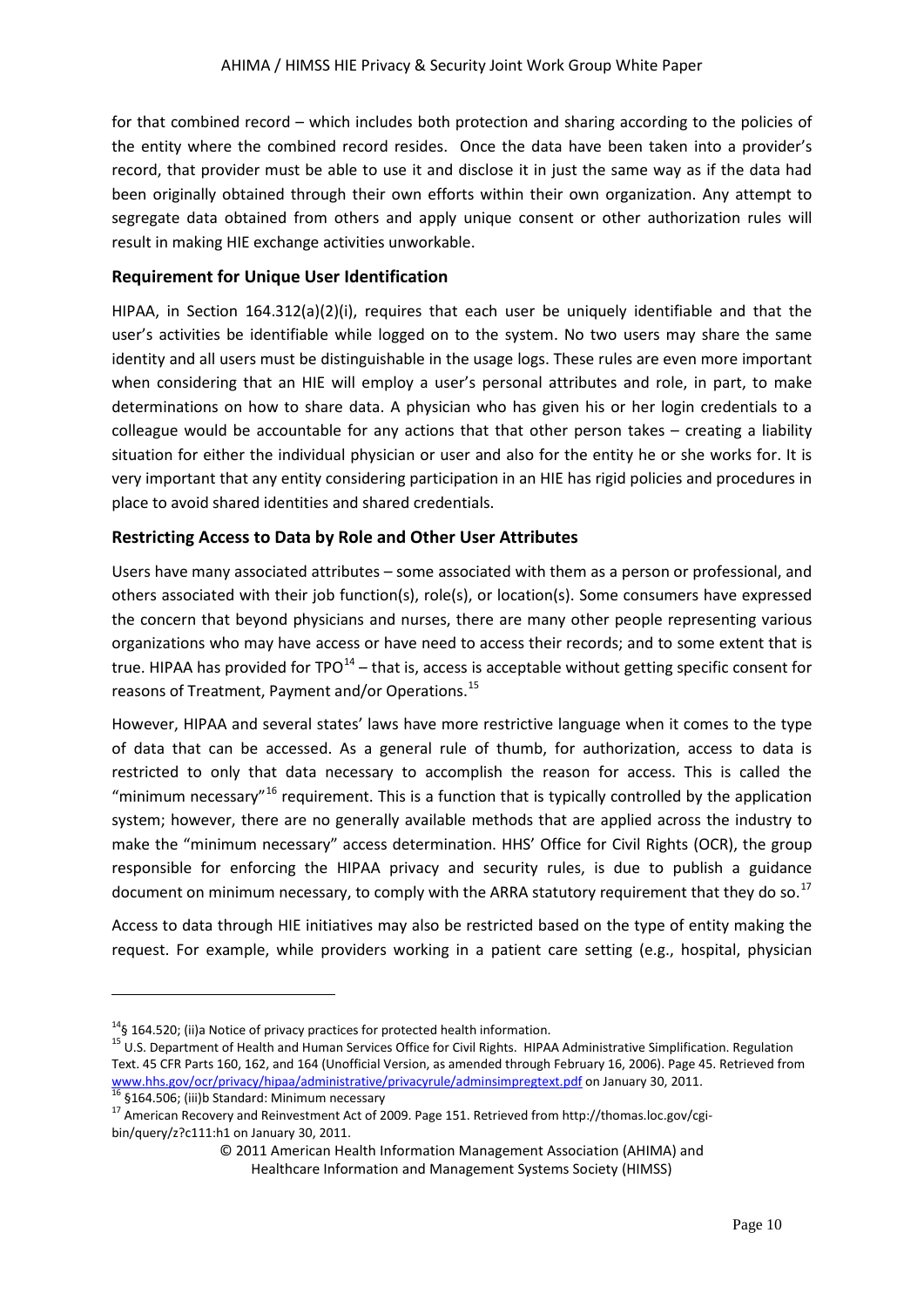for that combined record – which includes both protection and sharing according to the policies of the entity where the combined record resides. Once the data have been taken into a provider's record, that provider must be able to use it and disclose it in just the same way as if the data had been originally obtained through their own efforts within their own organization. Any attempt to segregate data obtained from others and apply unique consent or other authorization rules will result in making HIE exchange activities unworkable.

### Requirement for Unique User Identification

HIPAA, in Section 164.312(a)(2)(i), requires that each user be uniquely identifiable and that the user's activities be identifiable while logged on to the system. No two users may share the same identity and all users must be distinguishable in the usage logs. These rules are even more important when considering that an HIE will employ a user's personal attributes and role, in part, to make determinations on how to share data. A physician who has given his or her login credentials to a colleague would be accountable for any actions that that other person takes – creating a liability situation for either the individual physician or user and also for the entity he or she works for. It is very important that any entity considering participation in an HIE has rigid policies and procedures in place to avoid shared identities and shared credentials.

### Restricting Access to Data by Role and Other User Attributes

Users have many associated attributes – some associated with them as a person or professional, and others associated with their job function(s), role(s), or location(s). Some consumers have expressed the concern that beyond physicians and nurses, there are many other people representing various organizations who may have access or have need to access their records; and to some extent that is true. HIPAA has provided for TPO[14] – that is, access is acceptable without getting specific consent for reasons of Treatment, Payment and/or Operations.[15]

However, HIPAA and several states' laws have more restrictive language when it comes to the type of data that can be accessed. As a general rule of thumb, for authorization, access to data is restricted to only that data necessary to accomplish the reason for access. This is called the "minimum necessary"[16] requirement. This is a function that is typically controlled by the application system; however, there are no generally available methods that are applied across the industry to make the "minimum necessary" access determination. HHS' Office for Civil Rights (OCR), the group responsible for enforcing the HIPAA privacy and security rules, is due to publish a guidance document on minimum necessary, to comply with the ARRA statutory requirement that they do so.[17]

Access to data through HIE initiatives may also be restricted based on the type of entity making the request. For example, while providers working in a patient care setting (e.g., hospital, physician

---

[14] § 164.520; (ii)a Notice of privacy practices for protected health information.

[15] U.S. Department of Health and Human Services Office for Civil Rights. HIPAA Administrative Simplification. Regulation Text. 45 CFR Parts 160, 162, and 164 (Unofficial Version, as amended through February 16, 2006). Page 45. Retrieved from www.hhs.gov/ocr/privacy/hipaa/administrative/privacyrule/adminsimpregtext.pdf on January 30, 2011.

[16] §164.506; (iii)b Standard: Minimum necessary

[17] American Recovery and Reinvestment Act of 2009. Page 151. Retrieved from http://thomas.loc.gov/cgi-bin/query/z?c111:h1 on January 30, 2011.

© 2011 American Health Information Management Association (AHIMA) and Healthcare Information and Management Systems Society (HIMSS)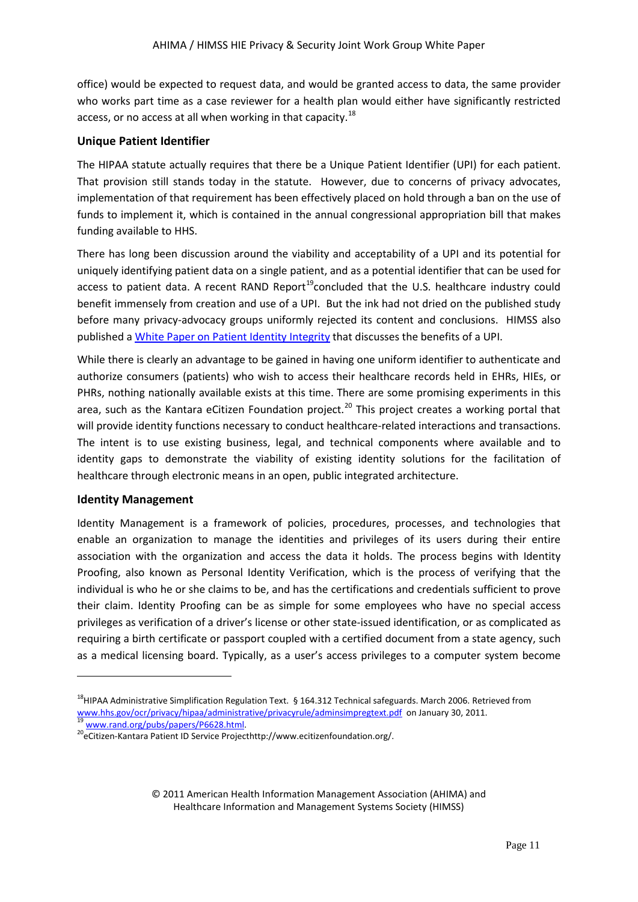office) would be expected to request data, and would be granted access to data, the same provider who works part time as a case reviewer for a health plan would either have significantly restricted access, or no access at all when working in that capacity.[18]

### Unique Patient Identifier

The HIPAA statute actually requires that there be a Unique Patient Identifier (UPI) for each patient. That provision still stands today in the statute. However, due to concerns of privacy advocates, implementation of that requirement has been effectively placed on hold through a ban on the use of funds to implement it, which is contained in the annual congressional appropriation bill that makes funding available to HHS.

There has long been discussion around the viability and acceptability of a UPI and its potential for uniquely identifying patient data on a single patient, and as a potential identifier that can be used for access to patient data. A recent RAND Report[19]concluded that the U.S. healthcare industry could benefit immensely from creation and use of a UPI. But the ink had not dried on the published study before many privacy-advocacy groups uniformly rejected its content and conclusions. HIMSS also published a White Paper on Patient Identity Integrity that discusses the benefits of a UPI.

While there is clearly an advantage to be gained in having one uniform identifier to authenticate and authorize consumers (patients) who wish to access their healthcare records held in EHRs, HIEs, or PHRs, nothing nationally available exists at this time. There are some promising experiments in this area, such as the Kantara eCitizen Foundation project.[20] This project creates a working portal that will provide identity functions necessary to conduct healthcare-related interactions and transactions. The intent is to use existing business, legal, and technical components where available and to identity gaps to demonstrate the viability of existing identity solutions for the facilitation of healthcare through electronic means in an open, public integrated architecture.

### Identity Management

Identity Management is a framework of policies, procedures, processes, and technologies that enable an organization to manage the identities and privileges of its users during their entire association with the organization and access the data it holds. The process begins with Identity Proofing, also known as Personal Identity Verification, which is the process of verifying that the individual is who he or she claims to be, and has the certifications and credentials sufficient to prove their claim. Identity Proofing can be as simple for some employees who have no special access privileges as verification of a driver's license or other state-issued identification, or as complicated as requiring a birth certificate or passport coupled with a certified document from a state agency, such as a medical licensing board. Typically, as a user's access privileges to a computer system become

---

[18] HIPAA Administrative Simplification Regulation Text. § 164.312 Technical safeguards. March 2006. Retrieved from www.hhs.gov/ocr/privacy/hipaa/administrative/privacyrule/adminsimpregtext.pdf on January 30, 2011.

[19] www.rand.org/pubs/papers/P6628.html.

[20] eCitizen-Kantara Patient ID Service Projecthttp://www.ecitizenfoundation.org/.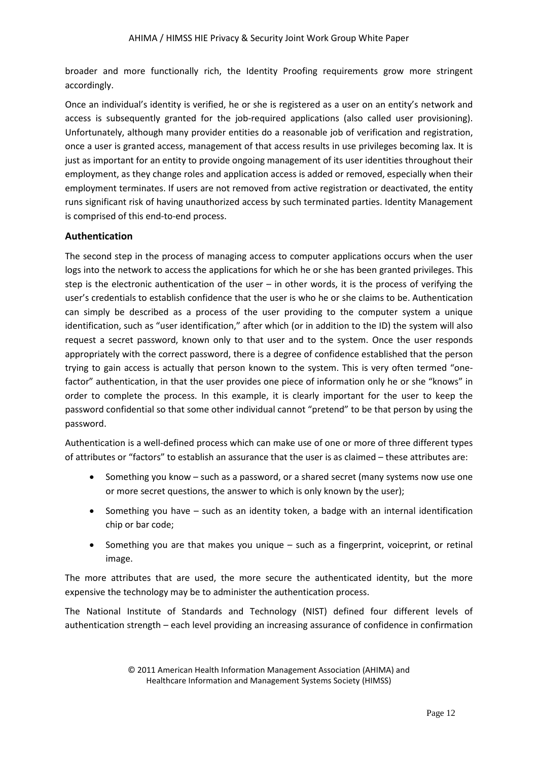broader and more functionally rich, the Identity Proofing requirements grow more stringent accordingly.

Once an individual's identity is verified, he or she is registered as a user on an entity's network and access is subsequently granted for the job-required applications (also called user provisioning). Unfortunately, although many provider entities do a reasonable job of verification and registration, once a user is granted access, management of that access results in use privileges becoming lax. It is just as important for an entity to provide ongoing management of its user identities throughout their employment, as they change roles and application access is added or removed, especially when their employment terminates. If users are not removed from active registration or deactivated, the entity runs significant risk of having unauthorized access by such terminated parties. Identity Management is comprised of this end-to-end process.

### Authentication

The second step in the process of managing access to computer applications occurs when the user logs into the network to access the applications for which he or she has been granted privileges. This step is the electronic authentication of the user – in other words, it is the process of verifying the user's credentials to establish confidence that the user is who he or she claims to be. Authentication can simply be described as a process of the user providing to the computer system a unique identification, such as "user identification," after which (or in addition to the ID) the system will also request a secret password, known only to that user and to the system. Once the user responds appropriately with the correct password, there is a degree of confidence established that the person trying to gain access is actually that person known to the system. This is very often termed "one-factor" authentication, in that the user provides one piece of information only he or she "knows" in order to complete the process. In this example, it is clearly important for the user to keep the password confidential so that some other individual cannot "pretend" to be that person by using the password.

Authentication is a well-defined process which can make use of one or more of three different types of attributes or "factors" to establish an assurance that the user is as claimed – these attributes are:

- Something you know – such as a password, or a shared secret (many systems now use one or more secret questions, the answer to which is only known by the user);
- Something you have – such as an identity token, a badge with an internal identification chip or bar code;
- Something you are that makes you unique – such as a fingerprint, voiceprint, or retinal image.

The more attributes that are used, the more secure the authenticated identity, but the more expensive the technology may be to administer the authentication process.

The National Institute of Standards and Technology (NIST) defined four different levels of authentication strength – each level providing an increasing assurance of confidence in confirmation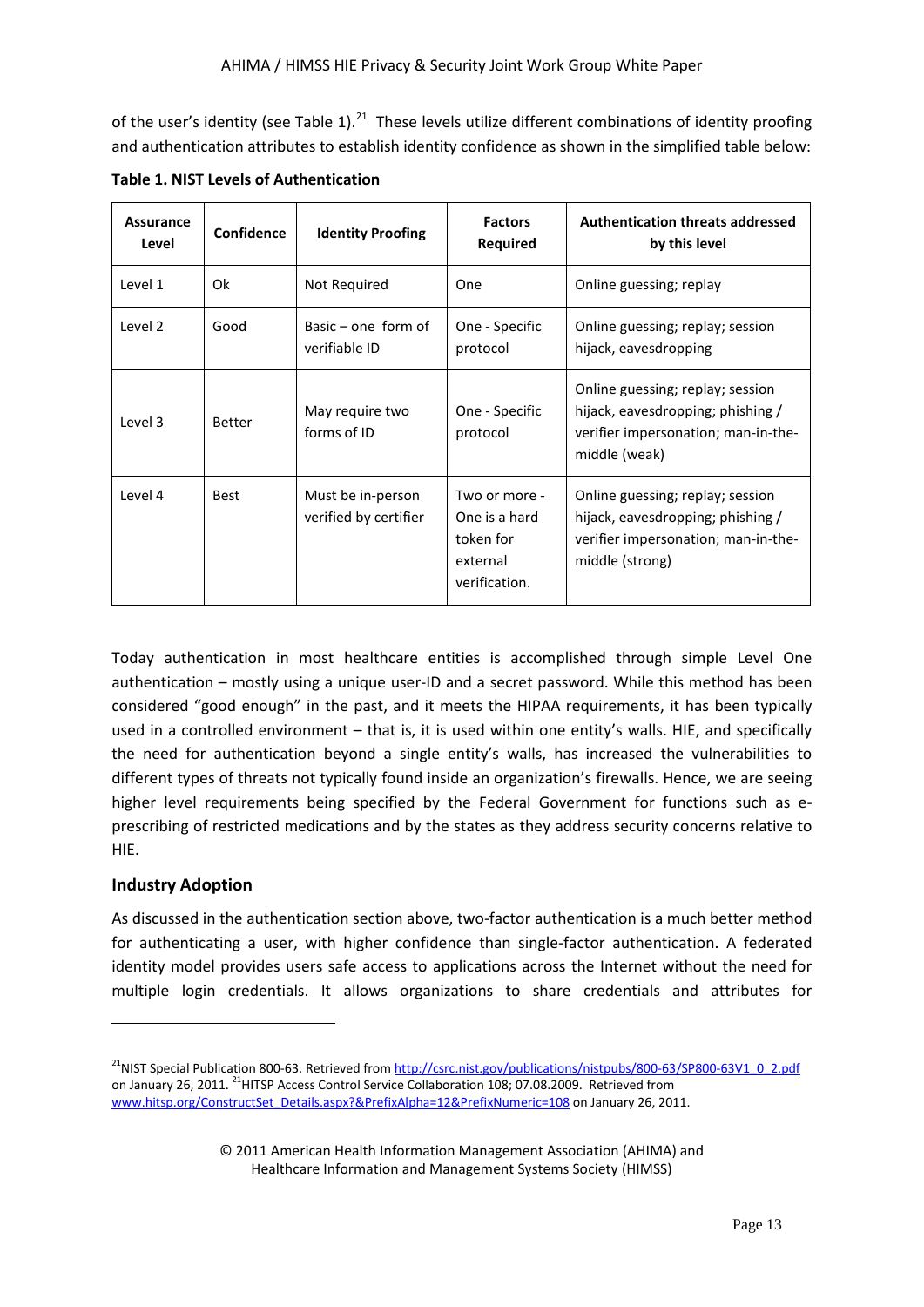of the user's identity (see Table 1).[21] These levels utilize different combinations of identity proofing and authentication attributes to establish identity confidence as shown in the simplified table below:

**Table 1. NIST Levels of Authentication**

| Assurance Level | Confidence | Identity Proofing | Factors Required | Authentication threats addressed by this level |
|---|---|---|---|---|
| Level 1 | Ok | Not Required | One | Online guessing; replay |
| Level 2 | Good | Basic – one form of verifiable ID | One - Specific protocol | Online guessing; replay; session hijack, eavesdropping |
| Level 3 | Better | May require two forms of ID | One - Specific protocol | Online guessing; replay; session hijack, eavesdropping; phishing / verifier impersonation; man-in-the-middle (weak) |
| Level 4 | Best | Must be in-person verified by certifier | Two or more - One is a hard token for external verification. | Online guessing; replay; session hijack, eavesdropping; phishing / verifier impersonation; man-in-the-middle (strong) |

Today authentication in most healthcare entities is accomplished through simple Level One authentication – mostly using a unique user-ID and a secret password. While this method has been considered "good enough" in the past, and it meets the HIPAA requirements, it has been typically used in a controlled environment – that is, it is used within one entity's walls. HIE, and specifically the need for authentication beyond a single entity's walls, has increased the vulnerabilities to different types of threats not typically found inside an organization's firewalls. Hence, we are seeing higher level requirements being specified by the Federal Government for functions such as e-prescribing of restricted medications and by the states as they address security concerns relative to HIE.

### Industry Adoption

As discussed in the authentication section above, two-factor authentication is a much better method for authenticating a user, with higher confidence than single-factor authentication. A federated identity model provides users safe access to applications across the Internet without the need for multiple login credentials. It allows organizations to share credentials and attributes for

---

[21]NIST Special Publication 800-63. Retrieved from http://csrc.nist.gov/publications/nistpubs/800-63/SP800-63V1_0_2.pdf on January 26, 2011. [21]HITSP Access Control Service Collaboration 108; 07.08.2009. Retrieved from www.hitsp.org/ConstructSet_Details.aspx?&PrefixAlpha=12&PrefixNumeric=108 on January 26, 2011.

© 2011 American Health Information Management Association (AHIMA) and Healthcare Information and Management Systems Society (HIMSS)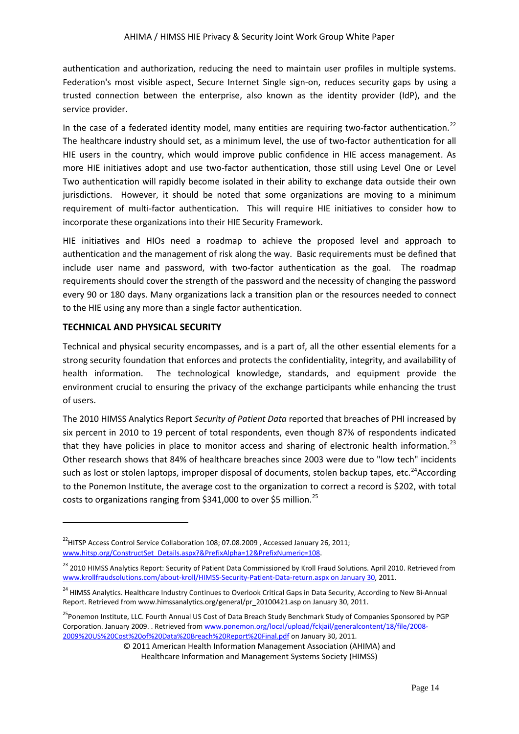authentication and authorization, reducing the need to maintain user profiles in multiple systems. Federation's most visible aspect, Secure Internet Single sign-on, reduces security gaps by using a trusted connection between the enterprise, also known as the identity provider (IdP), and the service provider.

In the case of a federated identity model, many entities are requiring two-factor authentication.[22] The healthcare industry should set, as a minimum level, the use of two-factor authentication for all HIE users in the country, which would improve public confidence in HIE access management. As more HIE initiatives adopt and use two-factor authentication, those still using Level One or Level Two authentication will rapidly become isolated in their ability to exchange data outside their own jurisdictions. However, it should be noted that some organizations are moving to a minimum requirement of multi-factor authentication. This will require HIE initiatives to consider how to incorporate these organizations into their HIE Security Framework.

HIE initiatives and HIOs need a roadmap to achieve the proposed level and approach to authentication and the management of risk along the way. Basic requirements must be defined that include user name and password, with two-factor authentication as the goal. The roadmap requirements should cover the strength of the password and the necessity of changing the password every 90 or 180 days. Many organizations lack a transition plan or the resources needed to connect to the HIE using any more than a single factor authentication.

## TECHNICAL AND PHYSICAL SECURITY

Technical and physical security encompasses, and is a part of, all the other essential elements for a strong security foundation that enforces and protects the confidentiality, integrity, and availability of health information. The technological knowledge, standards, and equipment provide the environment crucial to ensuring the privacy of the exchange participants while enhancing the trust of users.

The 2010 HIMSS Analytics Report *Security of Patient Data* reported that breaches of PHI increased by six percent in 2010 to 19 percent of total respondents, even though 87% of respondents indicated that they have policies in place to monitor access and sharing of electronic health information.[23] Other research shows that 84% of healthcare breaches since 2003 were due to "low tech" incidents such as lost or stolen laptops, improper disposal of documents, stolen backup tapes, etc.[24] According to the Ponemon Institute, the average cost to the organization to correct a record is $202, with total costs to organizations ranging from $341,000 to over $5 million.[25]

---

[22] HITSP Access Control Service Collaboration 108; 07.08.2009 , Accessed January 26, 2011; www.hitsp.org/ConstructSet_Details.aspx?&PrefixAlpha=12&PrefixNumeric=108.

[23] 2010 HIMSS Analytics Report: Security of Patient Data Commissioned by Kroll Fraud Solutions. April 2010. Retrieved from www.krollfraudsolutions.com/about-kroll/HIMSS-Security-Patient-Data-return.aspx on January 30, 2011.

[24] HIMSS Analytics. Healthcare Industry Continues to Overlook Critical Gaps in Data Security, According to New Bi-Annual Report. Retrieved from www.himssanalytics.org/general/pr_20100421.asp on January 30, 2011.

[25] Ponemon Institute, LLC. Fourth Annual US Cost of Data Breach Study Benchmark Study of Companies Sponsored by PGP Corporation. January 2009. . Retrieved from www.ponemon.org/local/upload/fckjail/generalcontent/18/file/2008-2009%20US%20Cost%20of%20Data%20Breach%20Report%20Final.pdf on January 30, 2011.

© 2011 American Health Information Management Association (AHIMA) and Healthcare Information and Management Systems Society (HIMSS)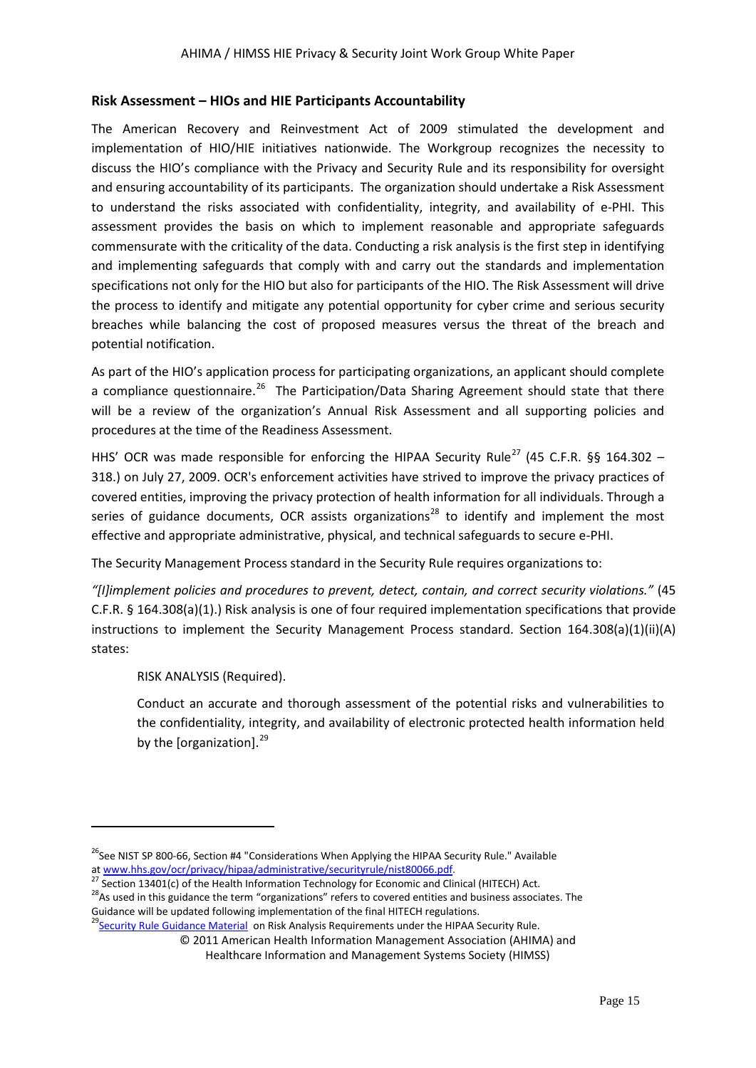## Risk Assessment – HIOs and HIE Participants Accountability

The American Recovery and Reinvestment Act of 2009 stimulated the development and implementation of HIO/HIE initiatives nationwide. The Workgroup recognizes the necessity to discuss the HIO's compliance with the Privacy and Security Rule and its responsibility for oversight and ensuring accountability of its participants. The organization should undertake a Risk Assessment to understand the risks associated with confidentiality, integrity, and availability of e-PHI. This assessment provides the basis on which to implement reasonable and appropriate safeguards commensurate with the criticality of the data. Conducting a risk analysis is the first step in identifying and implementing safeguards that comply with and carry out the standards and implementation specifications not only for the HIO but also for participants of the HIO. The Risk Assessment will drive the process to identify and mitigate any potential opportunity for cyber crime and serious security breaches while balancing the cost of proposed measures versus the threat of the breach and potential notification.

As part of the HIO's application process for participating organizations, an applicant should complete a compliance questionnaire.[26] The Participation/Data Sharing Agreement should state that there will be a review of the organization's Annual Risk Assessment and all supporting policies and procedures at the time of the Readiness Assessment.

HHS' OCR was made responsible for enforcing the HIPAA Security Rule[27] (45 C.F.R. §§ 164.302 – 318.) on July 27, 2009. OCR's enforcement activities have strived to improve the privacy practices of covered entities, improving the privacy protection of health information for all individuals. Through a series of guidance documents, OCR assists organizations[28] to identify and implement the most effective and appropriate administrative, physical, and technical safeguards to secure e-PHI.

The Security Management Process standard in the Security Rule requires organizations to:

*"[I]implement policies and procedures to prevent, detect, contain, and correct security violations."* (45 C.F.R. § 164.308(a)(1).) Risk analysis is one of four required implementation specifications that provide instructions to implement the Security Management Process standard. Section 164.308(a)(1)(ii)(A) states:

> RISK ANALYSIS (Required).
>
> Conduct an accurate and thorough assessment of the potential risks and vulnerabilities to the confidentiality, integrity, and availability of electronic protected health information held by the [organization].[29]

---

[26] See NIST SP 800-66, Section #4 "Considerations When Applying the HIPAA Security Rule." Available at www.hhs.gov/ocr/privacy/hipaa/administrative/securityrule/nist80066.pdf.

[27] Section 13401(c) of the Health Information Technology for Economic and Clinical (HITECH) Act.

[28] As used in this guidance the term "organizations" refers to covered entities and business associates. The Guidance will be updated following implementation of the final HITECH regulations.

[29] Security Rule Guidance Material on Risk Analysis Requirements under the HIPAA Security Rule.

© 2011 American Health Information Management Association (AHIMA) and Healthcare Information and Management Systems Society (HIMSS)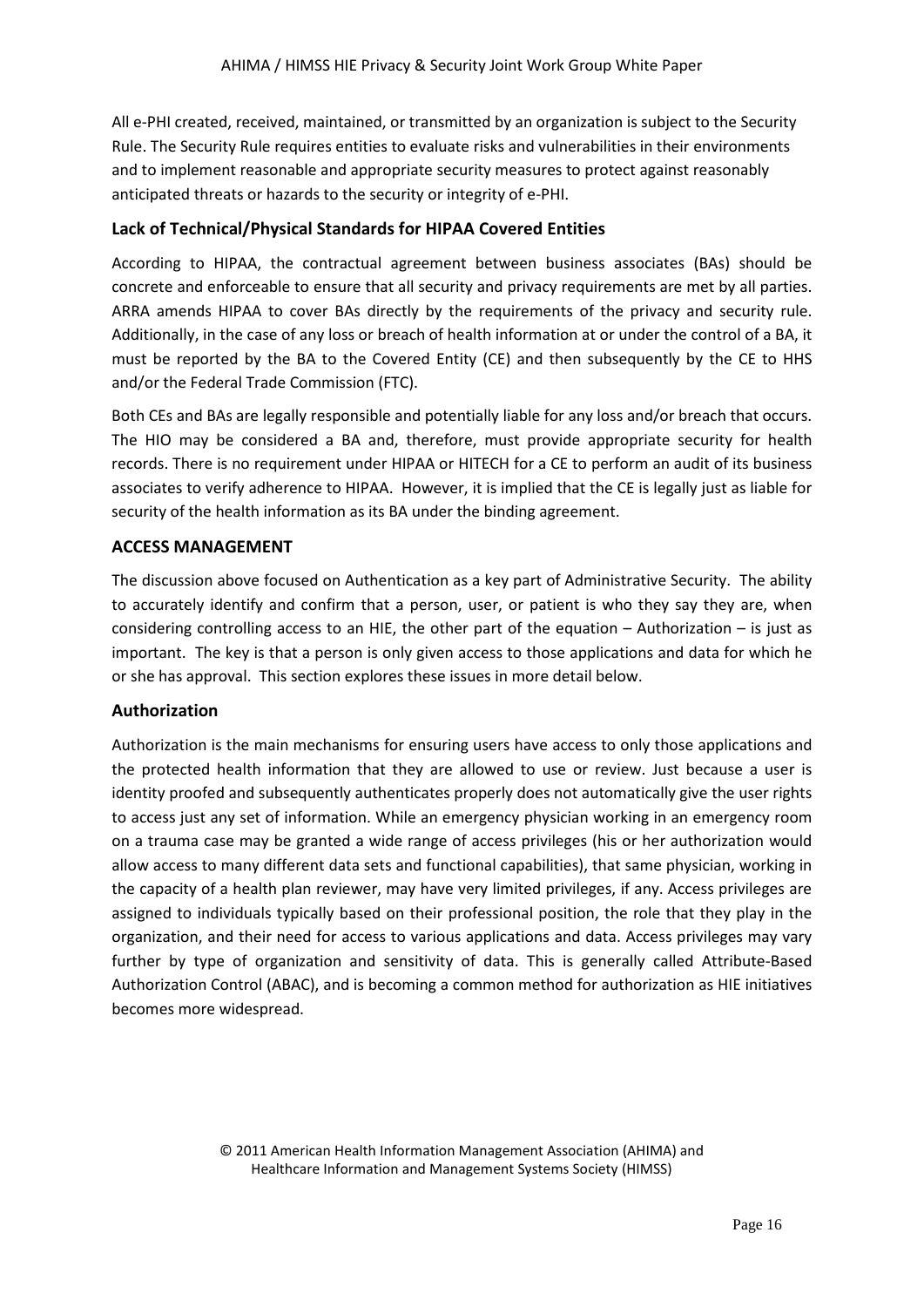All e-PHI created, received, maintained, or transmitted by an organization is subject to the Security Rule. The Security Rule requires entities to evaluate risks and vulnerabilities in their environments and to implement reasonable and appropriate security measures to protect against reasonably anticipated threats or hazards to the security or integrity of e-PHI.

### Lack of Technical/Physical Standards for HIPAA Covered Entities

According to HIPAA, the contractual agreement between business associates (BAs) should be concrete and enforceable to ensure that all security and privacy requirements are met by all parties. ARRA amends HIPAA to cover BAs directly by the requirements of the privacy and security rule. Additionally, in the case of any loss or breach of health information at or under the control of a BA, it must be reported by the BA to the Covered Entity (CE) and then subsequently by the CE to HHS and/or the Federal Trade Commission (FTC).

Both CEs and BAs are legally responsible and potentially liable for any loss and/or breach that occurs. The HIO may be considered a BA and, therefore, must provide appropriate security for health records. There is no requirement under HIPAA or HITECH for a CE to perform an audit of its business associates to verify adherence to HIPAA. However, it is implied that the CE is legally just as liable for security of the health information as its BA under the binding agreement.

## ACCESS MANAGEMENT

The discussion above focused on Authentication as a key part of Administrative Security. The ability to accurately identify and confirm that a person, user, or patient is who they say they are, when considering controlling access to an HIE, the other part of the equation – Authorization – is just as important. The key is that a person is only given access to those applications and data for which he or she has approval. This section explores these issues in more detail below.

### Authorization

Authorization is the main mechanisms for ensuring users have access to only those applications and the protected health information that they are allowed to use or review. Just because a user is identity proofed and subsequently authenticates properly does not automatically give the user rights to access just any set of information. While an emergency physician working in an emergency room on a trauma case may be granted a wide range of access privileges (his or her authorization would allow access to many different data sets and functional capabilities), that same physician, working in the capacity of a health plan reviewer, may have very limited privileges, if any. Access privileges are assigned to individuals typically based on their professional position, the role that they play in the organization, and their need for access to various applications and data. Access privileges may vary further by type of organization and sensitivity of data. This is generally called Attribute-Based Authorization Control (ABAC), and is becoming a common method for authorization as HIE initiatives becomes more widespread.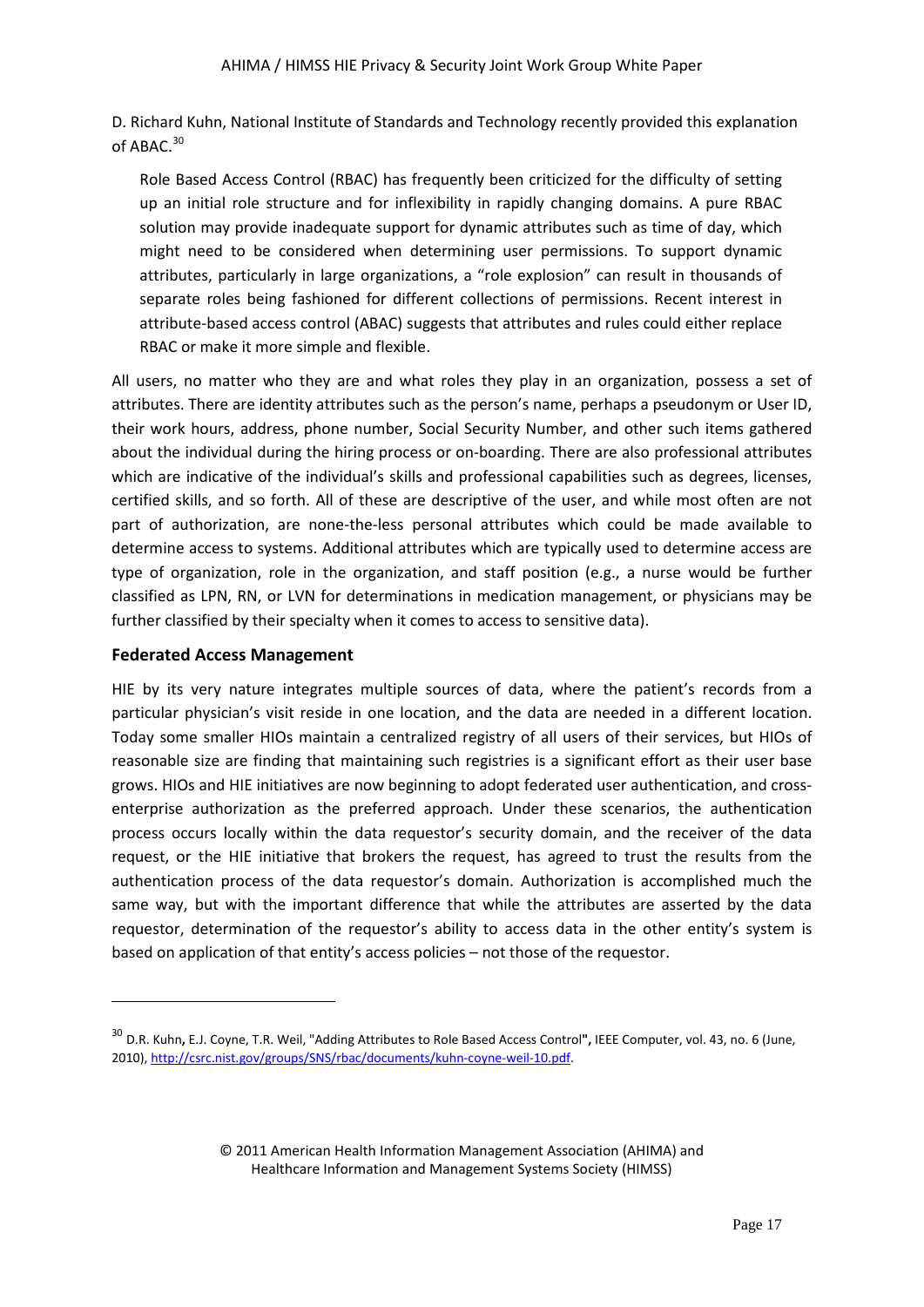D. Richard Kuhn, National Institute of Standards and Technology recently provided this explanation of ABAC.[30]

> Role Based Access Control (RBAC) has frequently been criticized for the difficulty of setting up an initial role structure and for inflexibility in rapidly changing domains. A pure RBAC solution may provide inadequate support for dynamic attributes such as time of day, which might need to be considered when determining user permissions. To support dynamic attributes, particularly in large organizations, a "role explosion" can result in thousands of separate roles being fashioned for different collections of permissions. Recent interest in attribute-based access control (ABAC) suggests that attributes and rules could either replace RBAC or make it more simple and flexible.

All users, no matter who they are and what roles they play in an organization, possess a set of attributes. There are identity attributes such as the person's name, perhaps a pseudonym or User ID, their work hours, address, phone number, Social Security Number, and other such items gathered about the individual during the hiring process or on-boarding. There are also professional attributes which are indicative of the individual's skills and professional capabilities such as degrees, licenses, certified skills, and so forth. All of these are descriptive of the user, and while most often are not part of authorization, are none-the-less personal attributes which could be made available to determine access to systems. Additional attributes which are typically used to determine access are type of organization, role in the organization, and staff position (e.g., a nurse would be further classified as LPN, RN, or LVN for determinations in medication management, or physicians may be further classified by their specialty when it comes to access to sensitive data).

### Federated Access Management

HIE by its very nature integrates multiple sources of data, where the patient's records from a particular physician's visit reside in one location, and the data are needed in a different location. Today some smaller HIOs maintain a centralized registry of all users of their services, but HIOs of reasonable size are finding that maintaining such registries is a significant effort as their user base grows. HIOs and HIE initiatives are now beginning to adopt federated user authentication, and cross-enterprise authorization as the preferred approach. Under these scenarios, the authentication process occurs locally within the data requestor's security domain, and the receiver of the data request, or the HIE initiative that brokers the request, has agreed to trust the results from the authentication process of the data requestor's domain. Authorization is accomplished much the same way, but with the important difference that while the attributes are asserted by the data requestor, determination of the requestor's ability to access data in the other entity's system is based on application of that entity's access policies – not those of the requestor.

---

[30] D.R. Kuhn, E.J. Coyne, T.R. Weil, "Adding Attributes to Role Based Access Control", IEEE Computer, vol. 43, no. 6 (June, 2010), http://csrc.nist.gov/groups/SNS/rbac/documents/kuhn-coyne-weil-10.pdf.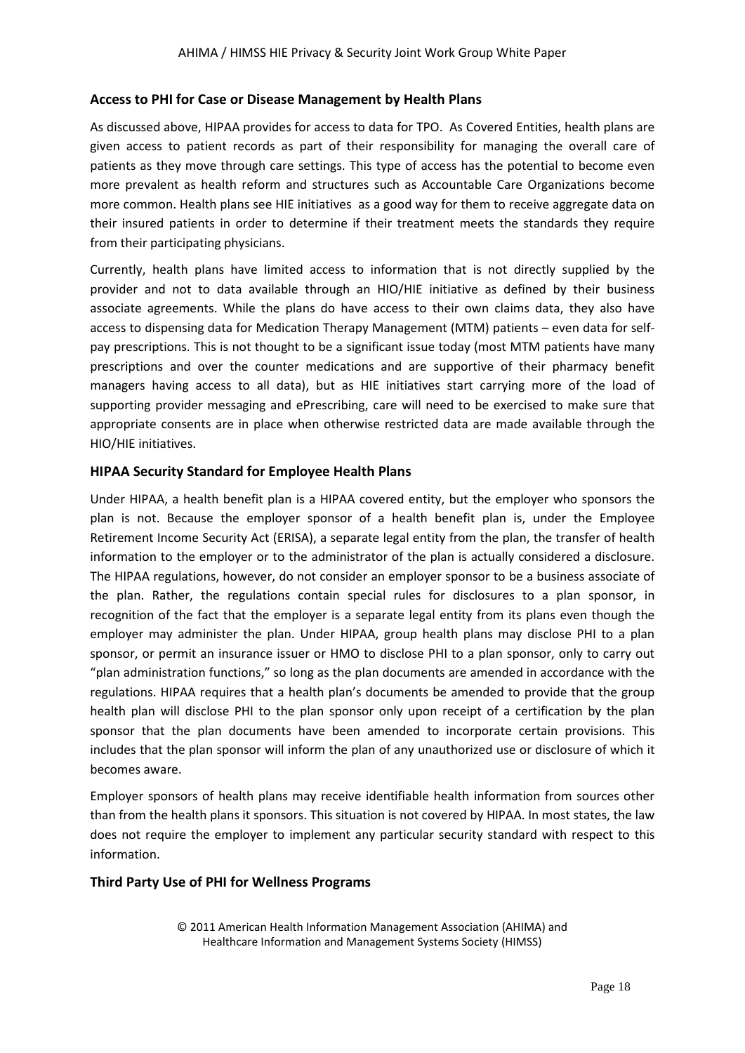### Access to PHI for Case or Disease Management by Health Plans

As discussed above, HIPAA provides for access to data for TPO. As Covered Entities, health plans are given access to patient records as part of their responsibility for managing the overall care of patients as they move through care settings. This type of access has the potential to become even more prevalent as health reform and structures such as Accountable Care Organizations become more common. Health plans see HIE initiatives as a good way for them to receive aggregate data on their insured patients in order to determine if their treatment meets the standards they require from their participating physicians.

Currently, health plans have limited access to information that is not directly supplied by the provider and not to data available through an HIO/HIE initiative as defined by their business associate agreements. While the plans do have access to their own claims data, they also have access to dispensing data for Medication Therapy Management (MTM) patients – even data for self-pay prescriptions. This is not thought to be a significant issue today (most MTM patients have many prescriptions and over the counter medications and are supportive of their pharmacy benefit managers having access to all data), but as HIE initiatives start carrying more of the load of supporting provider messaging and ePrescribing, care will need to be exercised to make sure that appropriate consents are in place when otherwise restricted data are made available through the HIO/HIE initiatives.

### HIPAA Security Standard for Employee Health Plans

Under HIPAA, a health benefit plan is a HIPAA covered entity, but the employer who sponsors the plan is not. Because the employer sponsor of a health benefit plan is, under the Employee Retirement Income Security Act (ERISA), a separate legal entity from the plan, the transfer of health information to the employer or to the administrator of the plan is actually considered a disclosure. The HIPAA regulations, however, do not consider an employer sponsor to be a business associate of the plan. Rather, the regulations contain special rules for disclosures to a plan sponsor, in recognition of the fact that the employer is a separate legal entity from its plans even though the employer may administer the plan. Under HIPAA, group health plans may disclose PHI to a plan sponsor, or permit an insurance issuer or HMO to disclose PHI to a plan sponsor, only to carry out "plan administration functions," so long as the plan documents are amended in accordance with the regulations. HIPAA requires that a health plan's documents be amended to provide that the group health plan will disclose PHI to the plan sponsor only upon receipt of a certification by the plan sponsor that the plan documents have been amended to incorporate certain provisions. This includes that the plan sponsor will inform the plan of any unauthorized use or disclosure of which it becomes aware.

Employer sponsors of health plans may receive identifiable health information from sources other than from the health plans it sponsors. This situation is not covered by HIPAA. In most states, the law does not require the employer to implement any particular security standard with respect to this information.

### Third Party Use of PHI for Wellness Programs

© 2011 American Health Information Management Association (AHIMA) and Healthcare Information and Management Systems Society (HIMSS)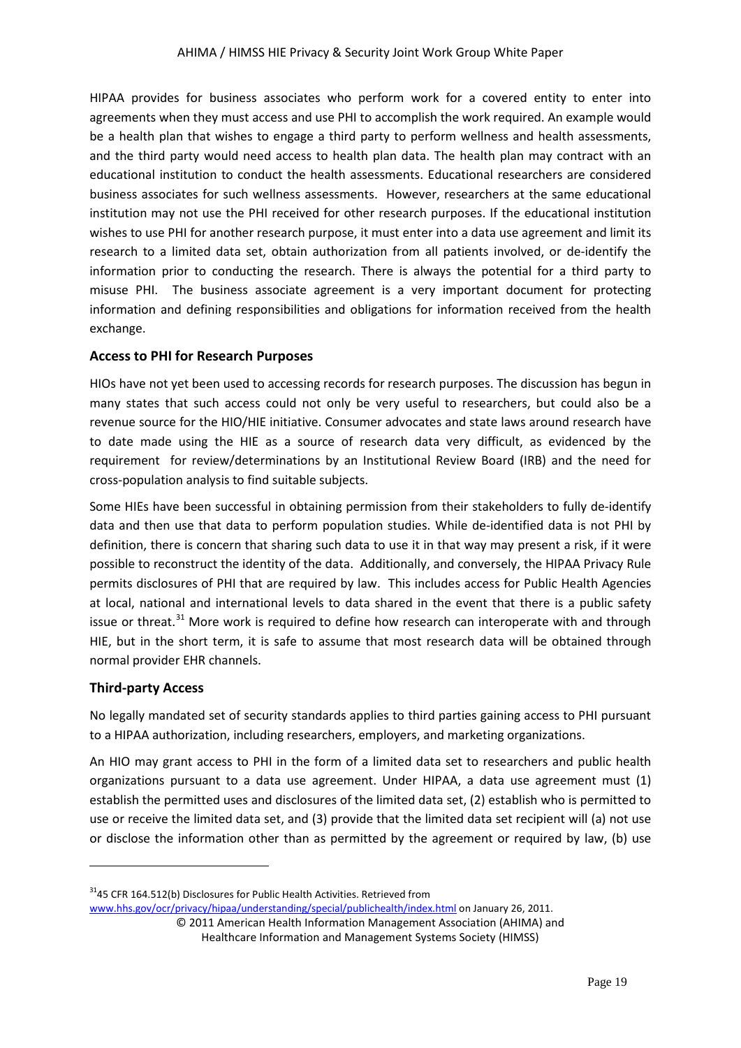HIPAA provides for business associates who perform work for a covered entity to enter into agreements when they must access and use PHI to accomplish the work required. An example would be a health plan that wishes to engage a third party to perform wellness and health assessments, and the third party would need access to health plan data. The health plan may contract with an educational institution to conduct the health assessments. Educational researchers are considered business associates for such wellness assessments. However, researchers at the same educational institution may not use the PHI received for other research purposes. If the educational institution wishes to use PHI for another research purpose, it must enter into a data use agreement and limit its research to a limited data set, obtain authorization from all patients involved, or de-identify the information prior to conducting the research. There is always the potential for a third party to misuse PHI. The business associate agreement is a very important document for protecting information and defining responsibilities and obligations for information received from the health exchange.

### Access to PHI for Research Purposes

HIOs have not yet been used to accessing records for research purposes. The discussion has begun in many states that such access could not only be very useful to researchers, but could also be a revenue source for the HIO/HIE initiative. Consumer advocates and state laws around research have to date made using the HIE as a source of research data very difficult, as evidenced by the requirement for review/determinations by an Institutional Review Board (IRB) and the need for cross-population analysis to find suitable subjects.

Some HIEs have been successful in obtaining permission from their stakeholders to fully de-identify data and then use that data to perform population studies. While de-identified data is not PHI by definition, there is concern that sharing such data to use it in that way may present a risk, if it were possible to reconstruct the identity of the data. Additionally, and conversely, the HIPAA Privacy Rule permits disclosures of PHI that are required by law. This includes access for Public Health Agencies at local, national and international levels to data shared in the event that there is a public safety issue or threat.[31] More work is required to define how research can interoperate with and through HIE, but in the short term, it is safe to assume that most research data will be obtained through normal provider EHR channels.

### Third-party Access

No legally mandated set of security standards applies to third parties gaining access to PHI pursuant to a HIPAA authorization, including researchers, employers, and marketing organizations.

An HIO may grant access to PHI in the form of a limited data set to researchers and public health organizations pursuant to a data use agreement. Under HIPAA, a data use agreement must (1) establish the permitted uses and disclosures of the limited data set, (2) establish who is permitted to use or receive the limited data set, and (3) provide that the limited data set recipient will (a) not use or disclose the information other than as permitted by the agreement or required by law, (b) use

---

[31] 45 CFR 164.512(b) Disclosures for Public Health Activities. Retrieved from www.hhs.gov/ocr/privacy/hipaa/understanding/special/publichealth/index.html on January 26, 2011.

© 2011 American Health Information Management Association (AHIMA) and Healthcare Information and Management Systems Society (HIMSS)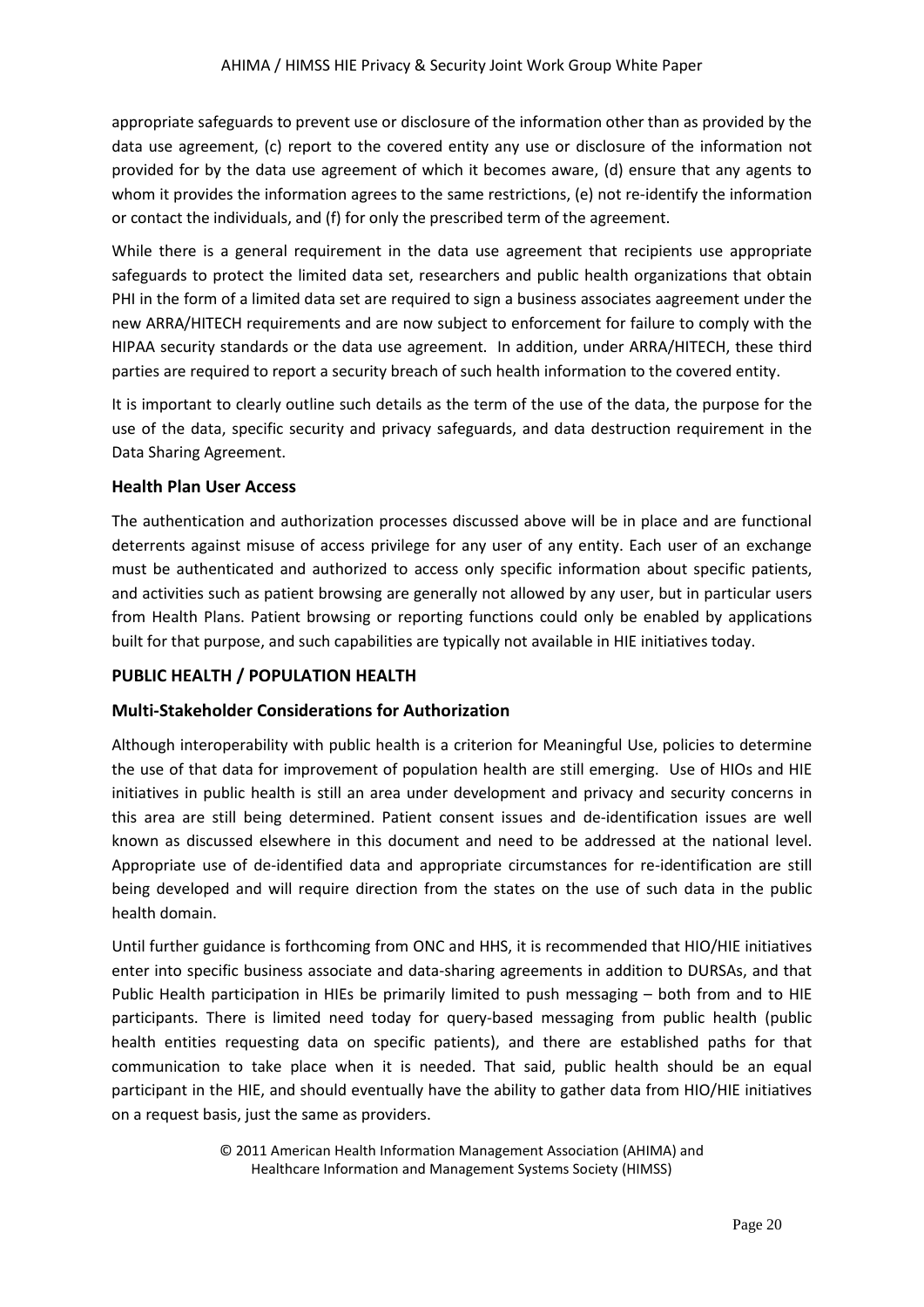appropriate safeguards to prevent use or disclosure of the information other than as provided by the data use agreement, (c) report to the covered entity any use or disclosure of the information not provided for by the data use agreement of which it becomes aware, (d) ensure that any agents to whom it provides the information agrees to the same restrictions, (e) not re-identify the information or contact the individuals, and (f) for only the prescribed term of the agreement.

While there is a general requirement in the data use agreement that recipients use appropriate safeguards to protect the limited data set, researchers and public health organizations that obtain PHI in the form of a limited data set are required to sign a business associates aagreement under the new ARRA/HITECH requirements and are now subject to enforcement for failure to comply with the HIPAA security standards or the data use agreement. In addition, under ARRA/HITECH, these third parties are required to report a security breach of such health information to the covered entity.

It is important to clearly outline such details as the term of the use of the data, the purpose for the use of the data, specific security and privacy safeguards, and data destruction requirement in the Data Sharing Agreement.

### Health Plan User Access

The authentication and authorization processes discussed above will be in place and are functional deterrents against misuse of access privilege for any user of any entity. Each user of an exchange must be authenticated and authorized to access only specific information about specific patients, and activities such as patient browsing are generally not allowed by any user, but in particular users from Health Plans. Patient browsing or reporting functions could only be enabled by applications built for that purpose, and such capabilities are typically not available in HIE initiatives today.

## PUBLIC HEALTH / POPULATION HEALTH

### Multi-Stakeholder Considerations for Authorization

Although interoperability with public health is a criterion for Meaningful Use, policies to determine the use of that data for improvement of population health are still emerging. Use of HIOs and HIE initiatives in public health is still an area under development and privacy and security concerns in this area are still being determined. Patient consent issues and de-identification issues are well known as discussed elsewhere in this document and need to be addressed at the national level. Appropriate use of de-identified data and appropriate circumstances for re-identification are still being developed and will require direction from the states on the use of such data in the public health domain.

Until further guidance is forthcoming from ONC and HHS, it is recommended that HIO/HIE initiatives enter into specific business associate and data-sharing agreements in addition to DURSAs, and that Public Health participation in HIEs be primarily limited to push messaging – both from and to HIE participants. There is limited need today for query-based messaging from public health (public health entities requesting data on specific patients), and there are established paths for that communication to take place when it is needed. That said, public health should be an equal participant in the HIE, and should eventually have the ability to gather data from HIO/HIE initiatives on a request basis, just the same as providers.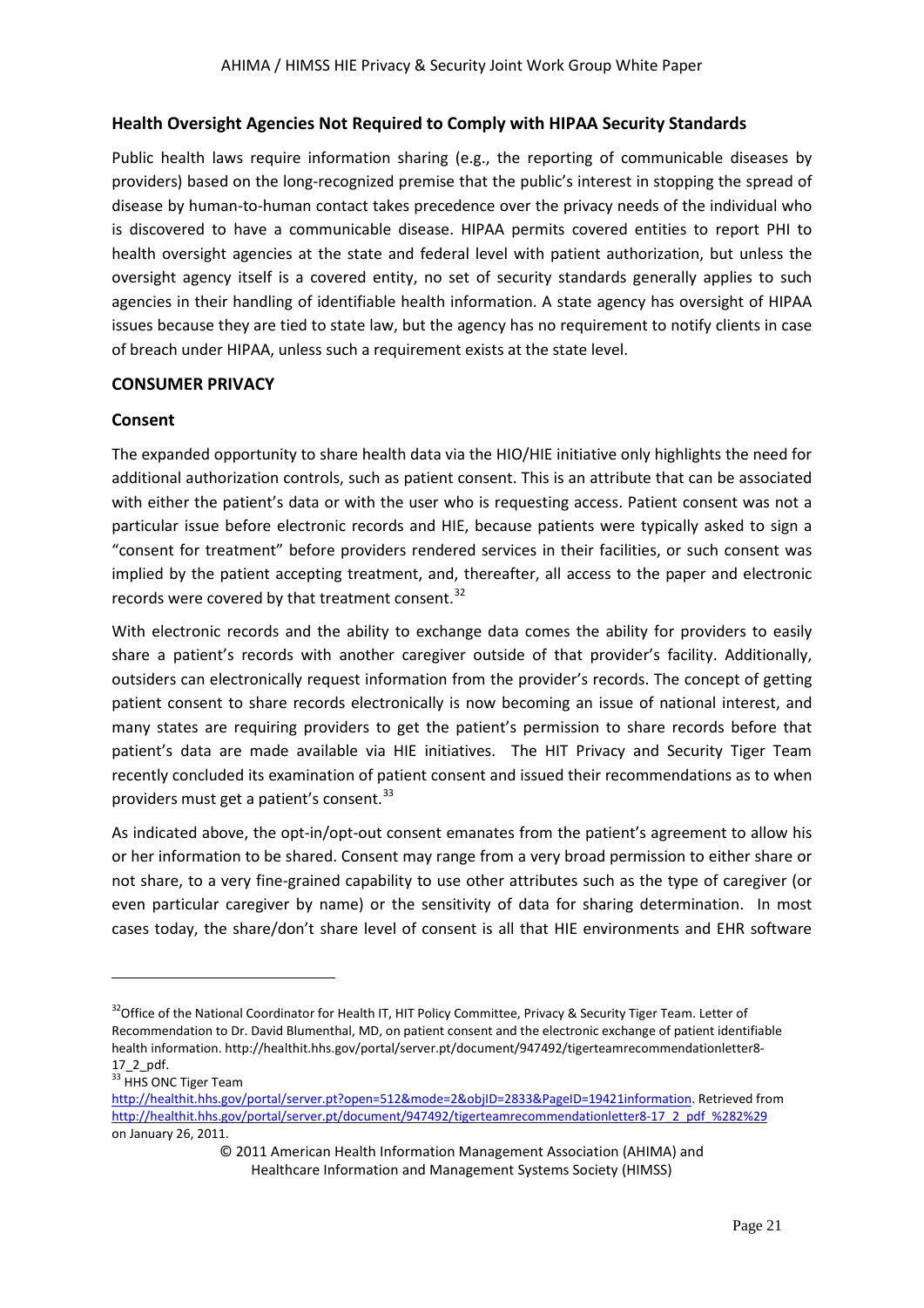### Health Oversight Agencies Not Required to Comply with HIPAA Security Standards

Public health laws require information sharing (e.g., the reporting of communicable diseases by providers) based on the long-recognized premise that the public's interest in stopping the spread of disease by human-to-human contact takes precedence over the privacy needs of the individual who is discovered to have a communicable disease. HIPAA permits covered entities to report PHI to health oversight agencies at the state and federal level with patient authorization, but unless the oversight agency itself is a covered entity, no set of security standards generally applies to such agencies in their handling of identifiable health information. A state agency has oversight of HIPAA issues because they are tied to state law, but the agency has no requirement to notify clients in case of breach under HIPAA, unless such a requirement exists at the state level.

## CONSUMER PRIVACY

### Consent

The expanded opportunity to share health data via the HIO/HIE initiative only highlights the need for additional authorization controls, such as patient consent. This is an attribute that can be associated with either the patient's data or with the user who is requesting access. Patient consent was not a particular issue before electronic records and HIE, because patients were typically asked to sign a "consent for treatment" before providers rendered services in their facilities, or such consent was implied by the patient accepting treatment, and, thereafter, all access to the paper and electronic records were covered by that treatment consent.[32]

With electronic records and the ability to exchange data comes the ability for providers to easily share a patient's records with another caregiver outside of that provider's facility. Additionally, outsiders can electronically request information from the provider's records. The concept of getting patient consent to share records electronically is now becoming an issue of national interest, and many states are requiring providers to get the patient's permission to share records before that patient's data are made available via HIE initiatives. The HIT Privacy and Security Tiger Team recently concluded its examination of patient consent and issued their recommendations as to when providers must get a patient's consent.[33]

As indicated above, the opt-in/opt-out consent emanates from the patient's agreement to allow his or her information to be shared. Consent may range from a very broad permission to either share or not share, to a very fine-grained capability to use other attributes such as the type of caregiver (or even particular caregiver by name) or the sensitivity of data for sharing determination. In most cases today, the share/don't share level of consent is all that HIE environments and EHR software

---

[32] Office of the National Coordinator for Health IT, HIT Policy Committee, Privacy & Security Tiger Team. Letter of Recommendation to Dr. David Blumenthal, MD, on patient consent and the electronic exchange of patient identifiable health information. http://healthit.hhs.gov/portal/server.pt/document/947492/tigerteamrecommendationletter8-17_2_pdf.

[33] HHS ONC Tiger Team http://healthit.hhs.gov/portal/server.pt?open=512&mode=2&objID=2833&PageID=19421information. Retrieved from http://healthit.hhs.gov/portal/server.pt/document/947492/tigerteamrecommendationletter8-17_2_pdf_%282%29 on January 26, 2011.

© 2011 American Health Information Management Association (AHIMA) and Healthcare Information and Management Systems Society (HIMSS)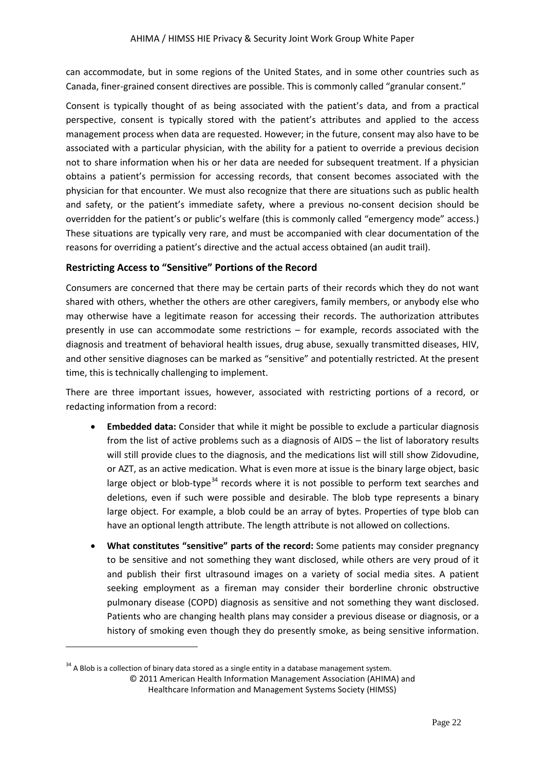can accommodate, but in some regions of the United States, and in some other countries such as Canada, finer-grained consent directives are possible. This is commonly called "granular consent."

Consent is typically thought of as being associated with the patient's data, and from a practical perspective, consent is typically stored with the patient's attributes and applied to the access management process when data are requested. However; in the future, consent may also have to be associated with a particular physician, with the ability for a patient to override a previous decision not to share information when his or her data are needed for subsequent treatment. If a physician obtains a patient's permission for accessing records, that consent becomes associated with the physician for that encounter. We must also recognize that there are situations such as public health and safety, or the patient's immediate safety, where a previous no-consent decision should be overridden for the patient's or public's welfare (this is commonly called "emergency mode" access.) These situations are typically very rare, and must be accompanied with clear documentation of the reasons for overriding a patient's directive and the actual access obtained (an audit trail).

### Restricting Access to "Sensitive" Portions of the Record

Consumers are concerned that there may be certain parts of their records which they do not want shared with others, whether the others are other caregivers, family members, or anybody else who may otherwise have a legitimate reason for accessing their records. The authorization attributes presently in use can accommodate some restrictions – for example, records associated with the diagnosis and treatment of behavioral health issues, drug abuse, sexually transmitted diseases, HIV, and other sensitive diagnoses can be marked as "sensitive" and potentially restricted. At the present time, this is technically challenging to implement.

There are three important issues, however, associated with restricting portions of a record, or redacting information from a record:

- **Embedded data:** Consider that while it might be possible to exclude a particular diagnosis from the list of active problems such as a diagnosis of AIDS – the list of laboratory results will still provide clues to the diagnosis, and the medications list will still show Zidovudine, or AZT, as an active medication. What is even more at issue is the binary large object, basic large object or blob-type[34] records where it is not possible to perform text searches and deletions, even if such were possible and desirable. The blob type represents a binary large object. For example, a blob could be an array of bytes. Properties of type blob can have an optional length attribute. The length attribute is not allowed on collections.
- **What constitutes "sensitive" parts of the record:** Some patients may consider pregnancy to be sensitive and not something they want disclosed, while others are very proud of it and publish their first ultrasound images on a variety of social media sites. A patient seeking employment as a fireman may consider their borderline chronic obstructive pulmonary disease (COPD) diagnosis as sensitive and not something they want disclosed. Patients who are changing health plans may consider a previous disease or diagnosis, or a history of smoking even though they do presently smoke, as being sensitive information.

[34] A Blob is a collection of binary data stored as a single entity in a database management system.

© 2011 American Health Information Management Association (AHIMA) and Healthcare Information and Management Systems Society (HIMSS)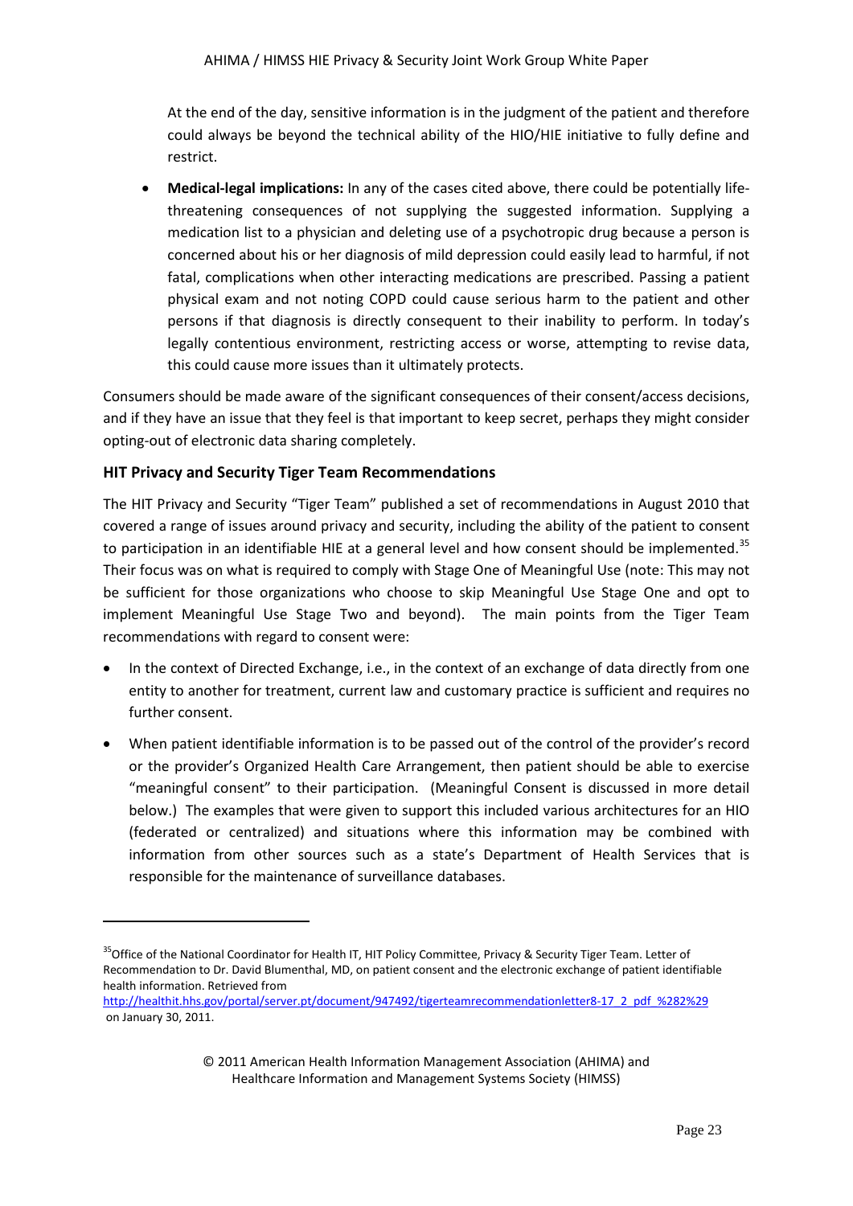At the end of the day, sensitive information is in the judgment of the patient and therefore could always be beyond the technical ability of the HIO/HIE initiative to fully define and restrict.

- **Medical-legal implications:** In any of the cases cited above, there could be potentially life-threatening consequences of not supplying the suggested information. Supplying a medication list to a physician and deleting use of a psychotropic drug because a person is concerned about his or her diagnosis of mild depression could easily lead to harmful, if not fatal, complications when other interacting medications are prescribed. Passing a patient physical exam and not noting COPD could cause serious harm to the patient and other persons if that diagnosis is directly consequent to their inability to perform. In today's legally contentious environment, restricting access or worse, attempting to revise data, this could cause more issues than it ultimately protects.

Consumers should be made aware of the significant consequences of their consent/access decisions, and if they have an issue that they feel is that important to keep secret, perhaps they might consider opting-out of electronic data sharing completely.

### HIT Privacy and Security Tiger Team Recommendations

The HIT Privacy and Security "Tiger Team" published a set of recommendations in August 2010 that covered a range of issues around privacy and security, including the ability of the patient to consent to participation in an identifiable HIE at a general level and how consent should be implemented.[35] Their focus was on what is required to comply with Stage One of Meaningful Use (note: This may not be sufficient for those organizations who choose to skip Meaningful Use Stage One and opt to implement Meaningful Use Stage Two and beyond). The main points from the Tiger Team recommendations with regard to consent were:

- In the context of Directed Exchange, i.e., in the context of an exchange of data directly from one entity to another for treatment, current law and customary practice is sufficient and requires no further consent.
- When patient identifiable information is to be passed out of the control of the provider's record or the provider's Organized Health Care Arrangement, then patient should be able to exercise "meaningful consent" to their participation. (Meaningful Consent is discussed in more detail below.) The examples that were given to support this included various architectures for an HIO (federated or centralized) and situations where this information may be combined with information from other sources such as a state's Department of Health Services that is responsible for the maintenance of surveillance databases.

---

[35] Office of the National Coordinator for Health IT, HIT Policy Committee, Privacy & Security Tiger Team. Letter of Recommendation to Dr. David Blumenthal, MD, on patient consent and the electronic exchange of patient identifiable health information. Retrieved from http://healthit.hhs.gov/portal/server.pt/document/947492/tigerteamrecommendationletter8-17_2_pdf_%282%29 on January 30, 2011.

© 2011 American Health Information Management Association (AHIMA) and Healthcare Information and Management Systems Society (HIMSS)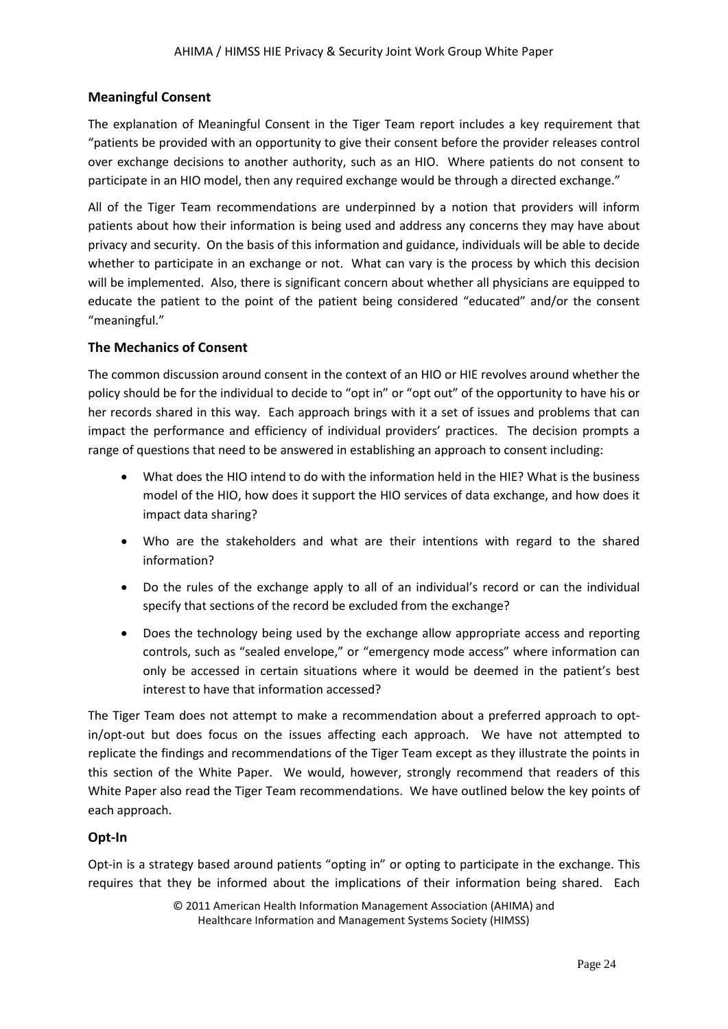### Meaningful Consent

The explanation of Meaningful Consent in the Tiger Team report includes a key requirement that "patients be provided with an opportunity to give their consent before the provider releases control over exchange decisions to another authority, such as an HIO. Where patients do not consent to participate in an HIO model, then any required exchange would be through a directed exchange."

All of the Tiger Team recommendations are underpinned by a notion that providers will inform patients about how their information is being used and address any concerns they may have about privacy and security. On the basis of this information and guidance, individuals will be able to decide whether to participate in an exchange or not. What can vary is the process by which this decision will be implemented. Also, there is significant concern about whether all physicians are equipped to educate the patient to the point of the patient being considered "educated" and/or the consent "meaningful."

### The Mechanics of Consent

The common discussion around consent in the context of an HIO or HIE revolves around whether the policy should be for the individual to decide to "opt in" or "opt out" of the opportunity to have his or her records shared in this way. Each approach brings with it a set of issues and problems that can impact the performance and efficiency of individual providers' practices. The decision prompts a range of questions that need to be answered in establishing an approach to consent including:

- What does the HIO intend to do with the information held in the HIE? What is the business model of the HIO, how does it support the HIO services of data exchange, and how does it impact data sharing?
- Who are the stakeholders and what are their intentions with regard to the shared information?
- Do the rules of the exchange apply to all of an individual's record or can the individual specify that sections of the record be excluded from the exchange?
- Does the technology being used by the exchange allow appropriate access and reporting controls, such as "sealed envelope," or "emergency mode access" where information can only be accessed in certain situations where it would be deemed in the patient's best interest to have that information accessed?

The Tiger Team does not attempt to make a recommendation about a preferred approach to opt-in/opt-out but does focus on the issues affecting each approach. We have not attempted to replicate the findings and recommendations of the Tiger Team except as they illustrate the points in this section of the White Paper. We would, however, strongly recommend that readers of this White Paper also read the Tiger Team recommendations. We have outlined below the key points of each approach.

### Opt-In

Opt-in is a strategy based around patients "opting in" or opting to participate in the exchange. This requires that they be informed about the implications of their information being shared. Each

© 2011 American Health Information Management Association (AHIMA) and Healthcare Information and Management Systems Society (HIMSS)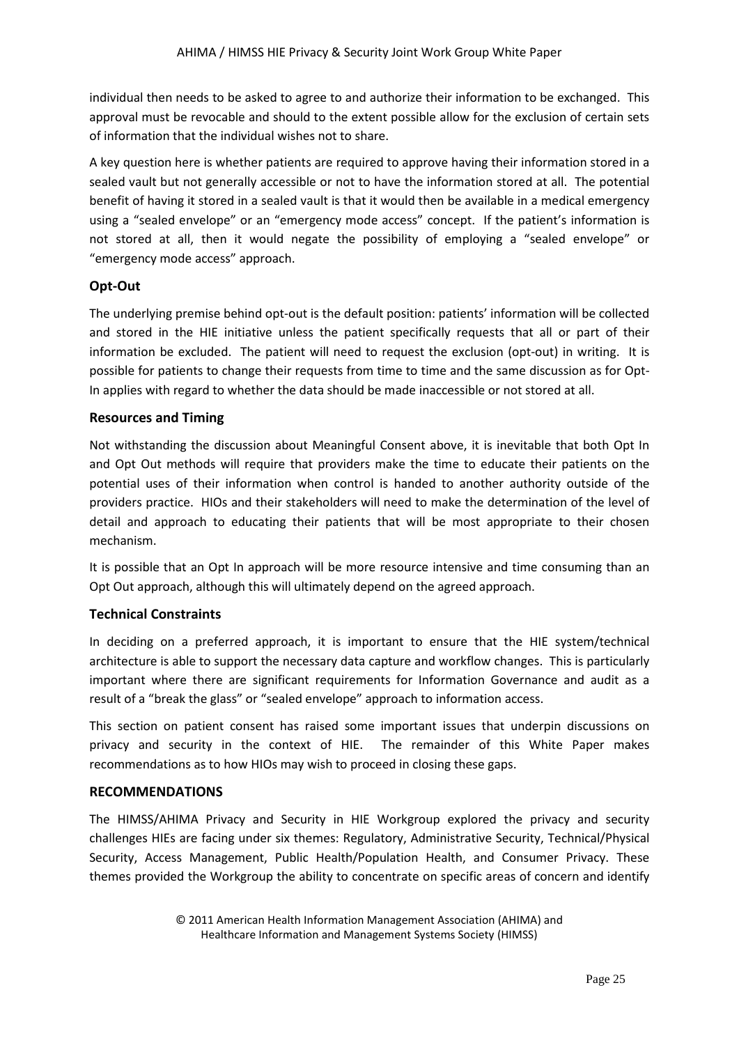individual then needs to be asked to agree to and authorize their information to be exchanged. This approval must be revocable and should to the extent possible allow for the exclusion of certain sets of information that the individual wishes not to share.

A key question here is whether patients are required to approve having their information stored in a sealed vault but not generally accessible or not to have the information stored at all. The potential benefit of having it stored in a sealed vault is that it would then be available in a medical emergency using a "sealed envelope" or an "emergency mode access" concept. If the patient's information is not stored at all, then it would negate the possibility of employing a "sealed envelope" or "emergency mode access" approach.

### Opt-Out

The underlying premise behind opt-out is the default position: patients' information will be collected and stored in the HIE initiative unless the patient specifically requests that all or part of their information be excluded. The patient will need to request the exclusion (opt-out) in writing. It is possible for patients to change their requests from time to time and the same discussion as for Opt-In applies with regard to whether the data should be made inaccessible or not stored at all.

### Resources and Timing

Not withstanding the discussion about Meaningful Consent above, it is inevitable that both Opt In and Opt Out methods will require that providers make the time to educate their patients on the potential uses of their information when control is handed to another authority outside of the providers practice. HIOs and their stakeholders will need to make the determination of the level of detail and approach to educating their patients that will be most appropriate to their chosen mechanism.

It is possible that an Opt In approach will be more resource intensive and time consuming than an Opt Out approach, although this will ultimately depend on the agreed approach.

### Technical Constraints

In deciding on a preferred approach, it is important to ensure that the HIE system/technical architecture is able to support the necessary data capture and workflow changes. This is particularly important where there are significant requirements for Information Governance and audit as a result of a "break the glass" or "sealed envelope" approach to information access.

This section on patient consent has raised some important issues that underpin discussions on privacy and security in the context of HIE. The remainder of this White Paper makes recommendations as to how HIOs may wish to proceed in closing these gaps.

## RECOMMENDATIONS

The HIMSS/AHIMA Privacy and Security in HIE Workgroup explored the privacy and security challenges HIEs are facing under six themes: Regulatory, Administrative Security, Technical/Physical Security, Access Management, Public Health/Population Health, and Consumer Privacy. These themes provided the Workgroup the ability to concentrate on specific areas of concern and identify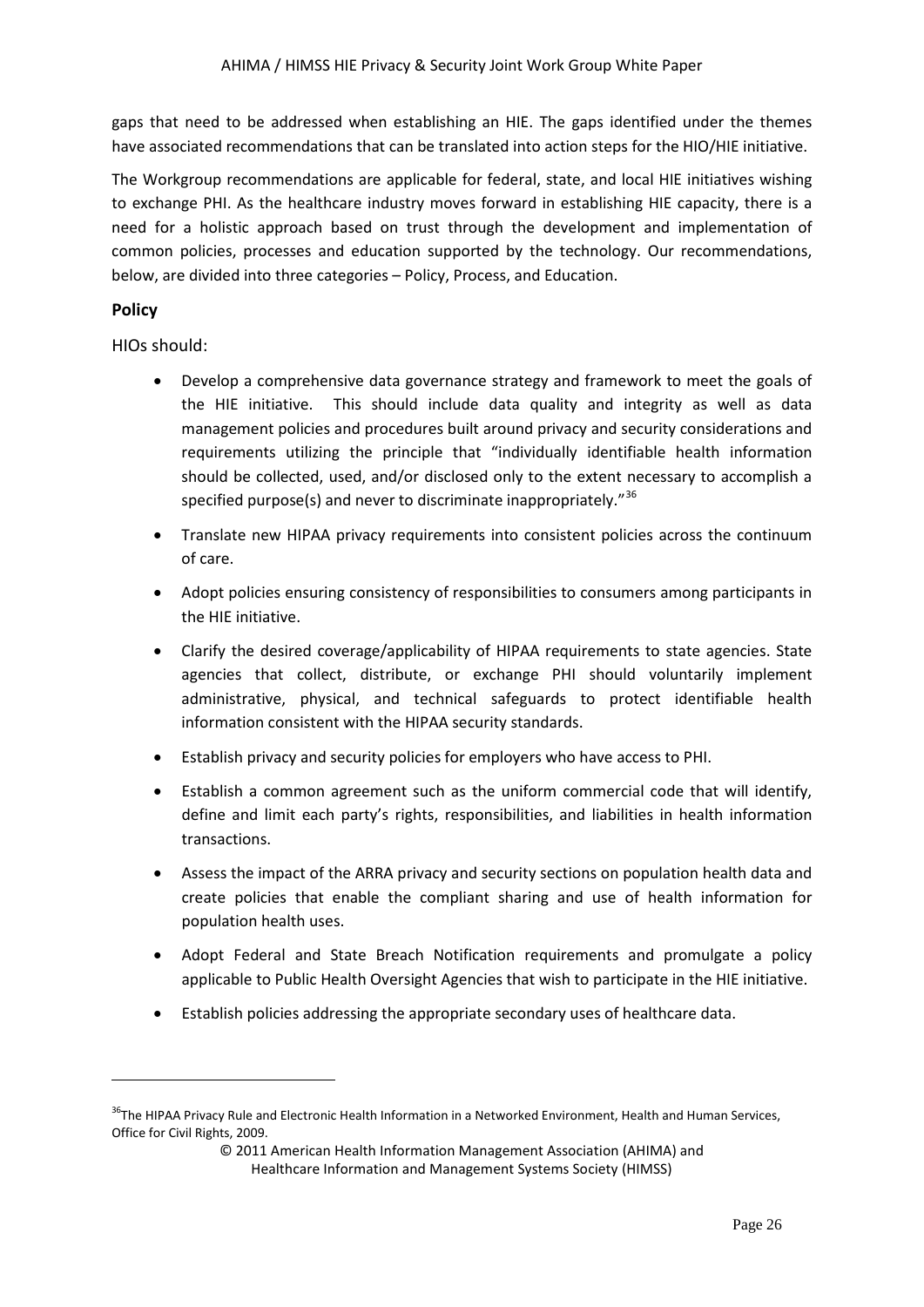gaps that need to be addressed when establishing an HIE. The gaps identified under the themes have associated recommendations that can be translated into action steps for the HIO/HIE initiative.

The Workgroup recommendations are applicable for federal, state, and local HIE initiatives wishing to exchange PHI. As the healthcare industry moves forward in establishing HIE capacity, there is a need for a holistic approach based on trust through the development and implementation of common policies, processes and education supported by the technology. Our recommendations, below, are divided into three categories – Policy, Process, and Education.

### Policy

HIOs should:

- Develop a comprehensive data governance strategy and framework to meet the goals of the HIE initiative. This should include data quality and integrity as well as data management policies and procedures built around privacy and security considerations and requirements utilizing the principle that "individually identifiable health information should be collected, used, and/or disclosed only to the extent necessary to accomplish a specified purpose(s) and never to discriminate inappropriately."[36]
- Translate new HIPAA privacy requirements into consistent policies across the continuum of care.
- Adopt policies ensuring consistency of responsibilities to consumers among participants in the HIE initiative.
- Clarify the desired coverage/applicability of HIPAA requirements to state agencies. State agencies that collect, distribute, or exchange PHI should voluntarily implement administrative, physical, and technical safeguards to protect identifiable health information consistent with the HIPAA security standards.
- Establish privacy and security policies for employers who have access to PHI.
- Establish a common agreement such as the uniform commercial code that will identify, define and limit each party's rights, responsibilities, and liabilities in health information transactions.
- Assess the impact of the ARRA privacy and security sections on population health data and create policies that enable the compliant sharing and use of health information for population health uses.
- Adopt Federal and State Breach Notification requirements and promulgate a policy applicable to Public Health Oversight Agencies that wish to participate in the HIE initiative.
- Establish policies addressing the appropriate secondary uses of healthcare data.

---

[36]The HIPAA Privacy Rule and Electronic Health Information in a Networked Environment, Health and Human Services, Office for Civil Rights, 2009.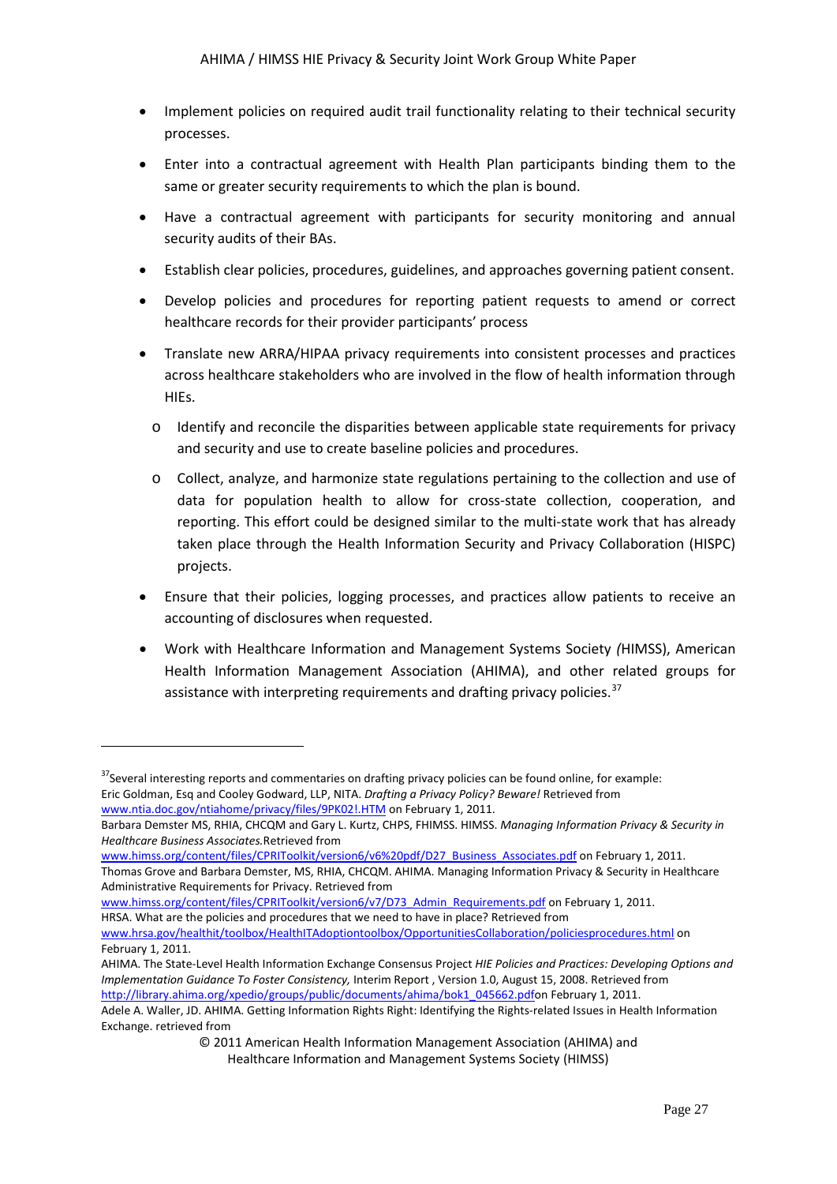- Implement policies on required audit trail functionality relating to their technical security processes.
- Enter into a contractual agreement with Health Plan participants binding them to the same or greater security requirements to which the plan is bound.
- Have a contractual agreement with participants for security monitoring and annual security audits of their BAs.
- Establish clear policies, procedures, guidelines, and approaches governing patient consent.
- Develop policies and procedures for reporting patient requests to amend or correct healthcare records for their provider participants' process
- Translate new ARRA/HIPAA privacy requirements into consistent processes and practices across healthcare stakeholders who are involved in the flow of health information through HIEs.
    - Identify and reconcile the disparities between applicable state requirements for privacy and security and use to create baseline policies and procedures.
    - Collect, analyze, and harmonize state regulations pertaining to the collection and use of data for population health to allow for cross-state collection, cooperation, and reporting. This effort could be designed similar to the multi-state work that has already taken place through the Health Information Security and Privacy Collaboration (HISPC) projects.
- Ensure that their policies, logging processes, and practices allow patients to receive an accounting of disclosures when requested.
- Work with Healthcare Information and Management Systems Society *(*HIMSS), American Health Information Management Association (AHIMA), and other related groups for assistance with interpreting requirements and drafting privacy policies.[37]

---

[37]Several interesting reports and commentaries on drafting privacy policies can be found online, for example:
Eric Goldman, Esq and Cooley Godward, LLP, NITA. *Drafting a Privacy Policy? Beware!* Retrieved from www.ntia.doc.gov/ntiahome/privacy/files/9PK02!.HTM on February 1, 2011.
Barbara Demster MS, RHIA, CHCQM and Gary L. Kurtz, CHPS, FHIMSS. HIMSS. *Managing Information Privacy & Security in Healthcare Business Associates.*Retrieved from www.himss.org/content/files/CPRIToolkit/version6/v6%20pdf/D27_Business_Associates.pdf on February 1, 2011.
Thomas Grove and Barbara Demster, MS, RHIA, CHCQM. AHIMA. Managing Information Privacy & Security in Healthcare Administrative Requirements for Privacy. Retrieved from www.himss.org/content/files/CPRIToolkit/version6/v7/D73_Admin_Requirements.pdf on February 1, 2011.
HRSA. What are the policies and procedures that we need to have in place? Retrieved from www.hrsa.gov/healthit/toolbox/HealthITAdoptiontoolbox/OpportunitiesCollaboration/policiesprocedures.html on February 1, 2011.
AHIMA. The State-Level Health Information Exchange Consensus Project *HIE Policies and Practices: Developing Options and Implementation Guidance To Foster Consistency,* Interim Report , Version 1.0, August 15, 2008. Retrieved from http://library.ahima.org/xpedio/groups/public/documents/ahima/bok1_045662.pdfon February 1, 2011.
Adele A. Waller, JD. AHIMA. Getting Information Rights Right: Identifying the Rights-related Issues in Health Information Exchange. retrieved from

© 2011 American Health Information Management Association (AHIMA) and Healthcare Information and Management Systems Society (HIMSS)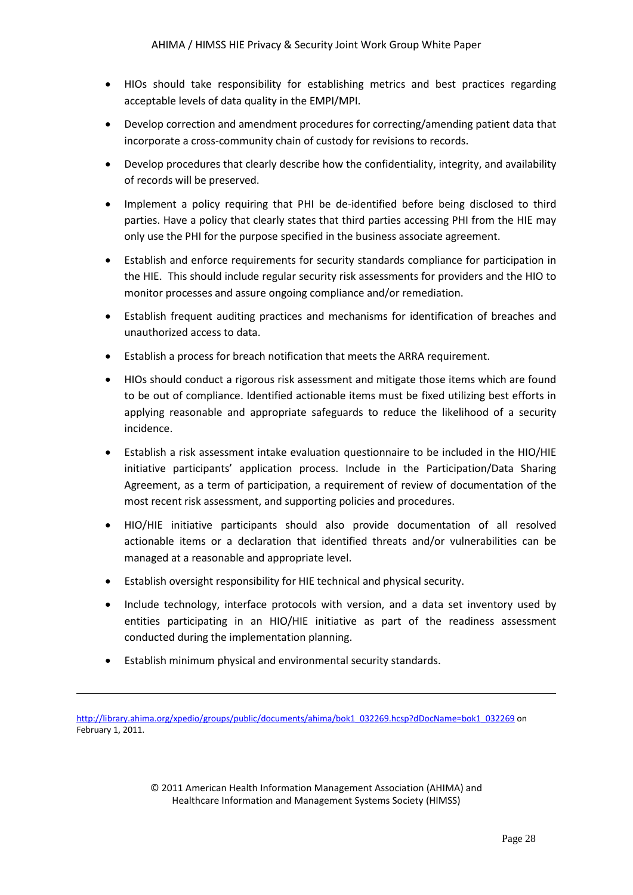- HIOs should take responsibility for establishing metrics and best practices regarding acceptable levels of data quality in the EMPI/MPI.
- Develop correction and amendment procedures for correcting/amending patient data that incorporate a cross-community chain of custody for revisions to records.
- Develop procedures that clearly describe how the confidentiality, integrity, and availability of records will be preserved.
- Implement a policy requiring that PHI be de-identified before being disclosed to third parties. Have a policy that clearly states that third parties accessing PHI from the HIE may only use the PHI for the purpose specified in the business associate agreement.
- Establish and enforce requirements for security standards compliance for participation in the HIE. This should include regular security risk assessments for providers and the HIO to monitor processes and assure ongoing compliance and/or remediation.
- Establish frequent auditing practices and mechanisms for identification of breaches and unauthorized access to data.
- Establish a process for breach notification that meets the ARRA requirement.
- HIOs should conduct a rigorous risk assessment and mitigate those items which are found to be out of compliance. Identified actionable items must be fixed utilizing best efforts in applying reasonable and appropriate safeguards to reduce the likelihood of a security incidence.
- Establish a risk assessment intake evaluation questionnaire to be included in the HIO/HIE initiative participants' application process. Include in the Participation/Data Sharing Agreement, as a term of participation, a requirement of review of documentation of the most recent risk assessment, and supporting policies and procedures.
- HIO/HIE initiative participants should also provide documentation of all resolved actionable items or a declaration that identified threats and/or vulnerabilities can be managed at a reasonable and appropriate level.
- Establish oversight responsibility for HIE technical and physical security.
- Include technology, interface protocols with version, and a data set inventory used by entities participating in an HIO/HIE initiative as part of the readiness assessment conducted during the implementation planning.
- Establish minimum physical and environmental security standards.

---

http://library.ahima.org/xpedio/groups/public/documents/ahima/bok1_032269.hcsp?dDocName=bok1_032269 on February 1, 2011.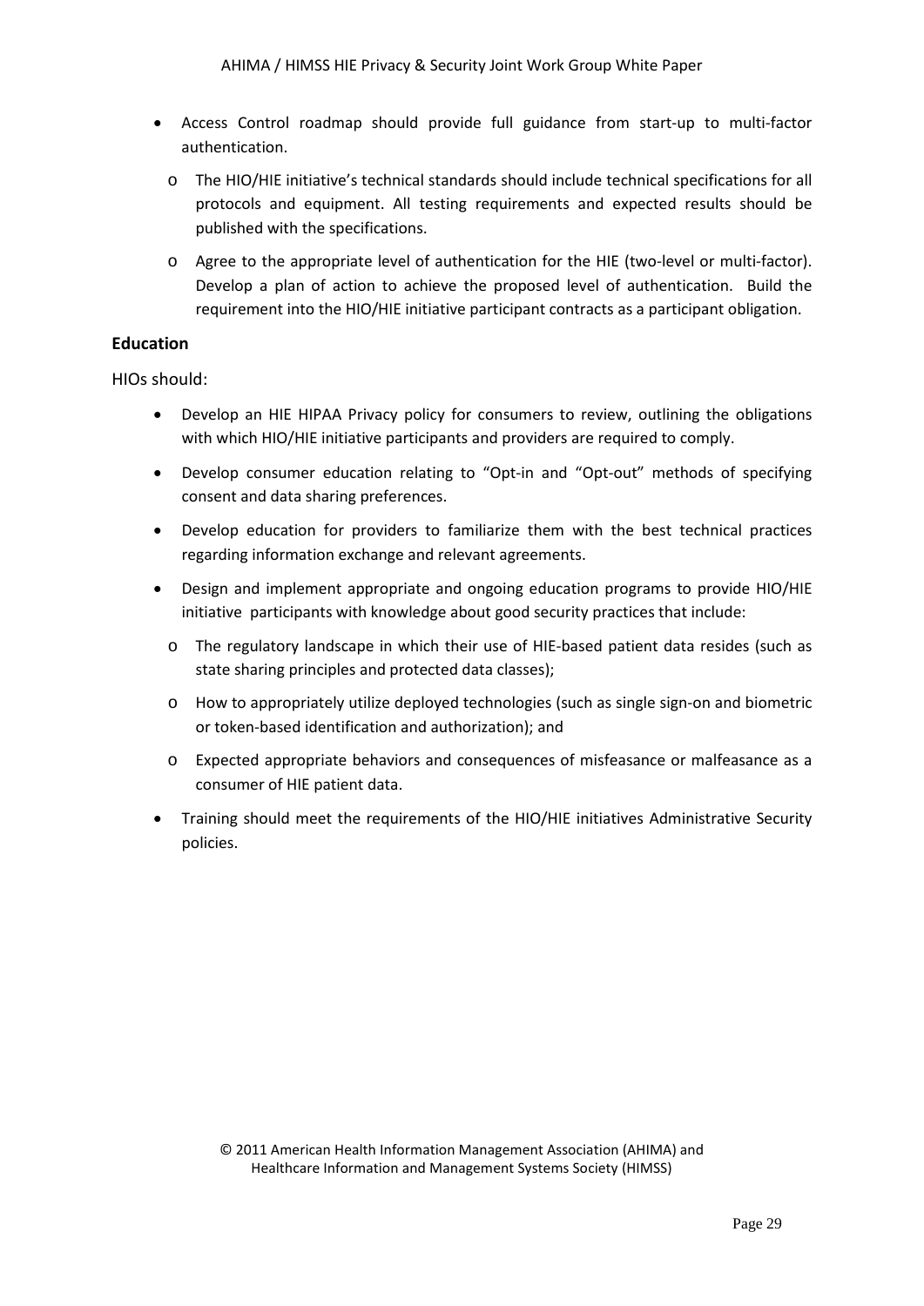- Access Control roadmap should provide full guidance from start-up to multi-factor authentication.
  - The HIO/HIE initiative's technical standards should include technical specifications for all protocols and equipment. All testing requirements and expected results should be published with the specifications.
  - Agree to the appropriate level of authentication for the HIE (two-level or multi-factor). Develop a plan of action to achieve the proposed level of authentication. Build the requirement into the HIO/HIE initiative participant contracts as a participant obligation.

### Education

HIOs should:

- Develop an HIE HIPAA Privacy policy for consumers to review, outlining the obligations with which HIO/HIE initiative participants and providers are required to comply.
- Develop consumer education relating to "Opt-in and "Opt-out" methods of specifying consent and data sharing preferences.
- Develop education for providers to familiarize them with the best technical practices regarding information exchange and relevant agreements.
- Design and implement appropriate and ongoing education programs to provide HIO/HIE initiative participants with knowledge about good security practices that include:
  - The regulatory landscape in which their use of HIE-based patient data resides (such as state sharing principles and protected data classes);
  - How to appropriately utilize deployed technologies (such as single sign-on and biometric or token-based identification and authorization); and
  - Expected appropriate behaviors and consequences of misfeasance or malfeasance as a consumer of HIE patient data.
- Training should meet the requirements of the HIO/HIE initiatives Administrative Security policies.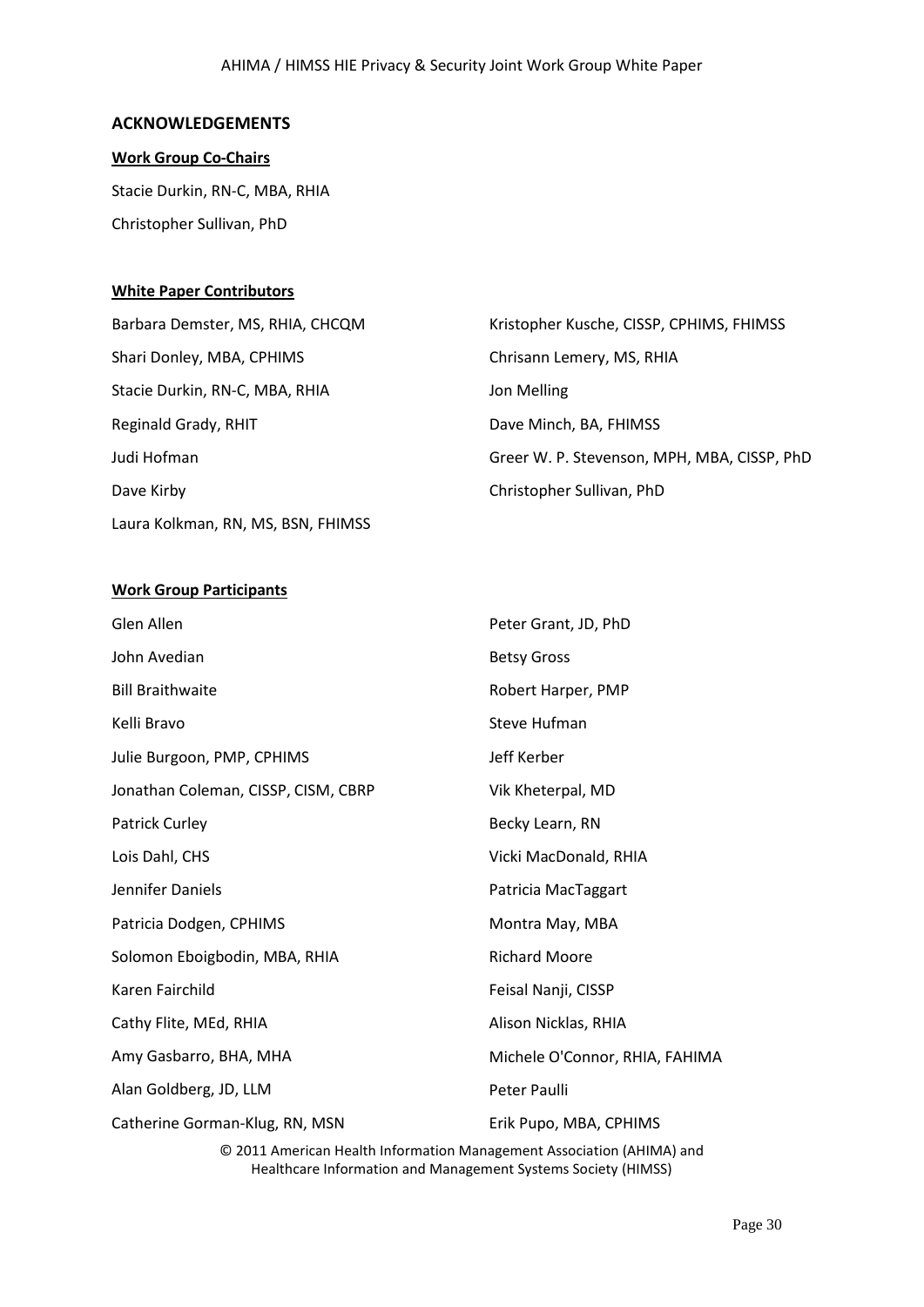## ACKNOWLEDGEMENTS

**Work Group Co-Chairs**

Stacie Durkin, RN-C, MBA, RHIA

Christopher Sullivan, PhD

**White Paper Contributors**

Barbara Demster, MS, RHIA, CHCQM

Shari Donley, MBA, CPHIMS

Stacie Durkin, RN-C, MBA, RHIA

Reginald Grady, RHIT

Judi Hofman

Dave Kirby

Laura Kolkman, RN, MS, BSN, FHIMSS

Kristopher Kusche, CISSP, CPHIMS, FHIMSS

Chrisann Lemery, MS, RHIA

Jon Melling

Dave Minch, BA, FHIMSS

Greer W. P. Stevenson, MPH, MBA, CISSP, PhD

Christopher Sullivan, PhD

**Work Group Participants**

Glen Allen

John Avedian

Bill Braithwaite

Kelli Bravo

Julie Burgoon, PMP, CPHIMS

Jonathan Coleman, CISSP, CISM, CBRP

Patrick Curley

Lois Dahl, CHS

Jennifer Daniels

Patricia Dodgen, CPHIMS

Solomon Eboigbodin, MBA, RHIA

Karen Fairchild

Cathy Flite, MEd, RHIA

Amy Gasbarro, BHA, MHA

Alan Goldberg, JD, LLM

Catherine Gorman-Klug, RN, MSN

Peter Grant, JD, PhD

Betsy Gross

Robert Harper, PMP

Steve Hufman

Jeff Kerber

Vik Kheterpal, MD

Becky Learn, RN

Vicki MacDonald, RHIA

Patricia MacTaggart

Montra May, MBA

Richard Moore

Feisal Nanji, CISSP

Alison Nicklas, RHIA

Michele O'Connor, RHIA, FAHIMA

Peter Paulli

Erik Pupo, MBA, CPHIMS

© 2011 American Health Information Management Association (AHIMA) and Healthcare Information and Management Systems Society (HIMSS)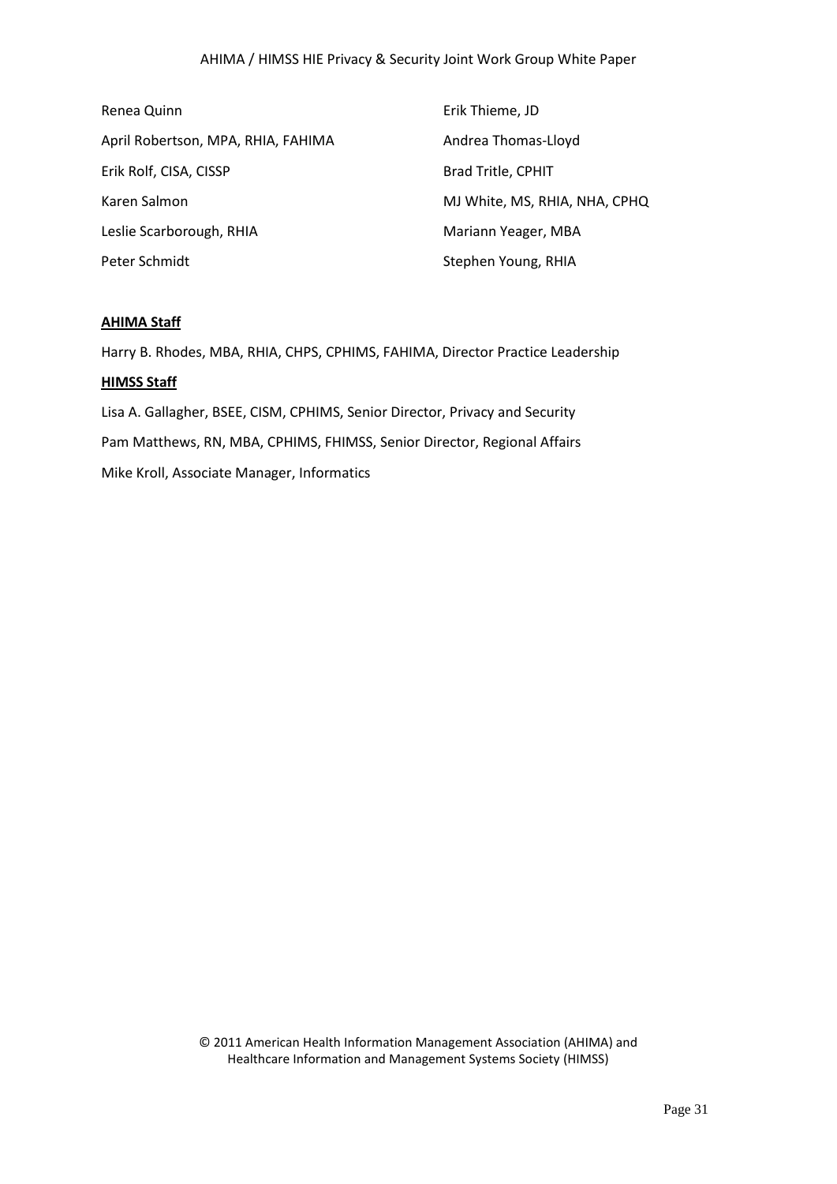Renea Quinn

April Robertson, MPA, RHIA, FAHIMA

Erik Rolf, CISA, CISSP

Karen Salmon

Leslie Scarborough, RHIA

Peter Schmidt

Erik Thieme, JD

Andrea Thomas-Lloyd

Brad Tritle, CPHIT

MJ White, MS, RHIA, NHA, CPHQ

Mariann Yeager, MBA

Stephen Young, RHIA

**AHIMA Staff**

Harry B. Rhodes, MBA, RHIA, CHPS, CPHIMS, FAHIMA, Director Practice Leadership

**HIMSS Staff**

Lisa A. Gallagher, BSEE, CISM, CPHIMS, Senior Director, Privacy and Security

Pam Matthews, RN, MBA, CPHIMS, FHIMSS, Senior Director, Regional Affairs

Mike Kroll, Associate Manager, Informatics

© 2011 American Health Information Management Association (AHIMA) and Healthcare Information and Management Systems Society (HIMSS)